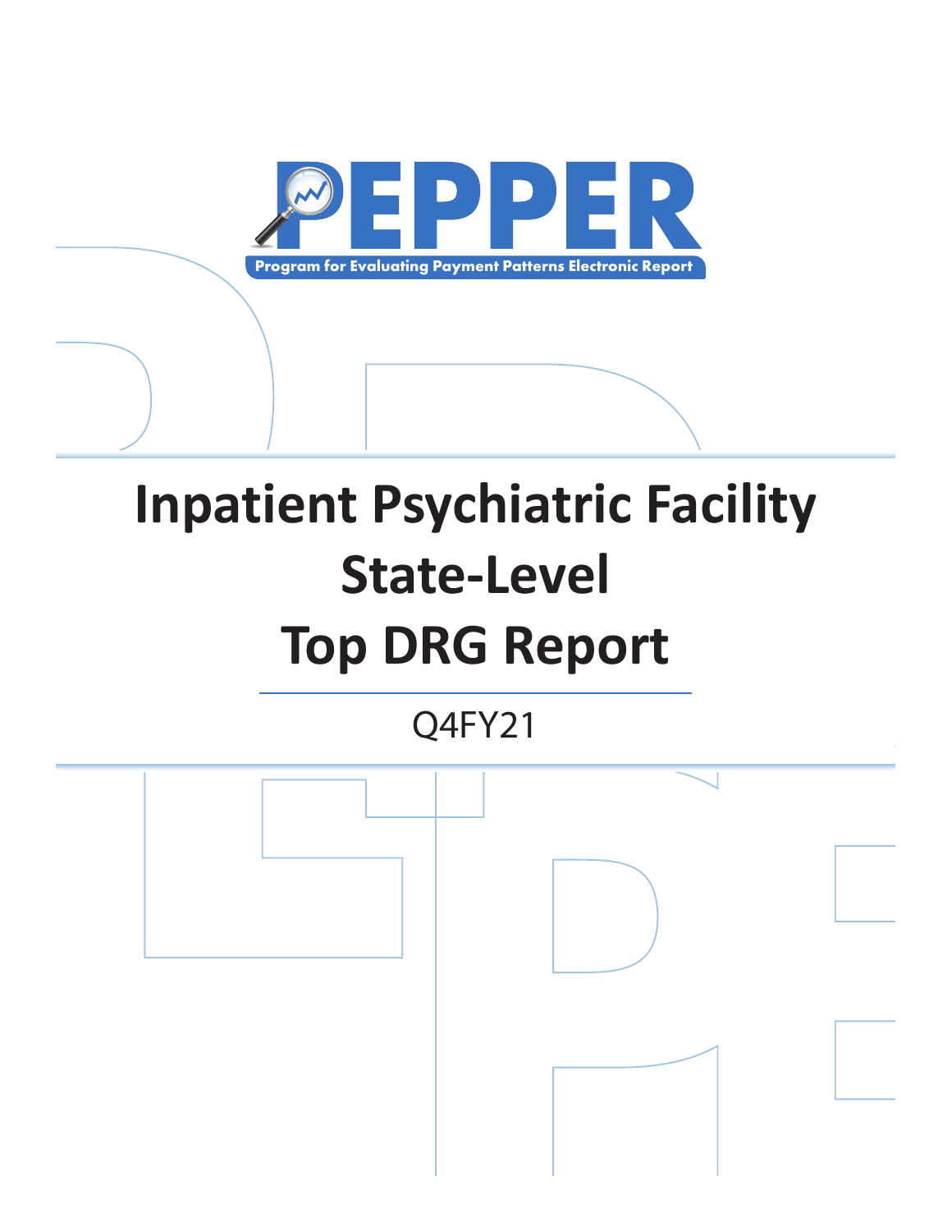# PEPPER

Program for Evaluating Payment Patterns Electronic Report

# Inpatient Psychiatric Facility State-Level Top DRG Report

Q4FY21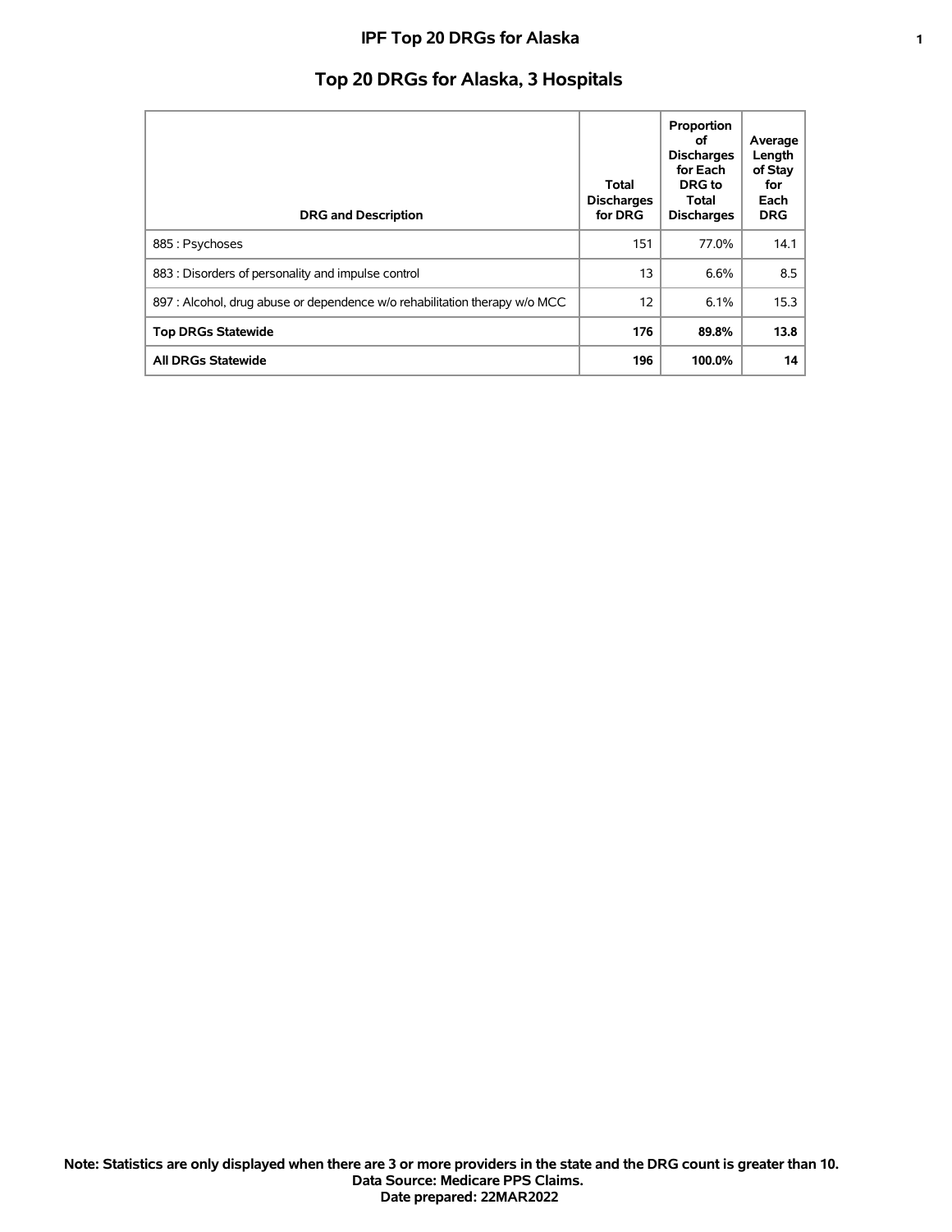# IPF Top 20 DRGs for Alaska

## Top 20 DRGs for Alaska, 3 Hospitals

| DRG and Description | Total Discharges for DRG | Proportion of Discharges for Each DRG to Total Discharges | Average Length of Stay for Each DRG |
|---|---|---|---|
| 885 : Psychoses | 151 | 77.0% | 14.1 |
| 883 : Disorders of personality and impulse control | 13 | 6.6% | 8.5 |
| 897 : Alcohol, drug abuse or dependence w/o rehabilitation therapy w/o MCC | 12 | 6.1% | 15.3 |
| **Top DRGs Statewide** | **176** | **89.8%** | **13.8** |
| **All DRGs Statewide** | **196** | **100.0%** | **14** |

**Note: Statistics are only displayed when there are 3 or more providers in the state and the DRG count is greater than 10.**
**Data Source: Medicare PPS Claims.**
**Date prepared: 22MAR2022**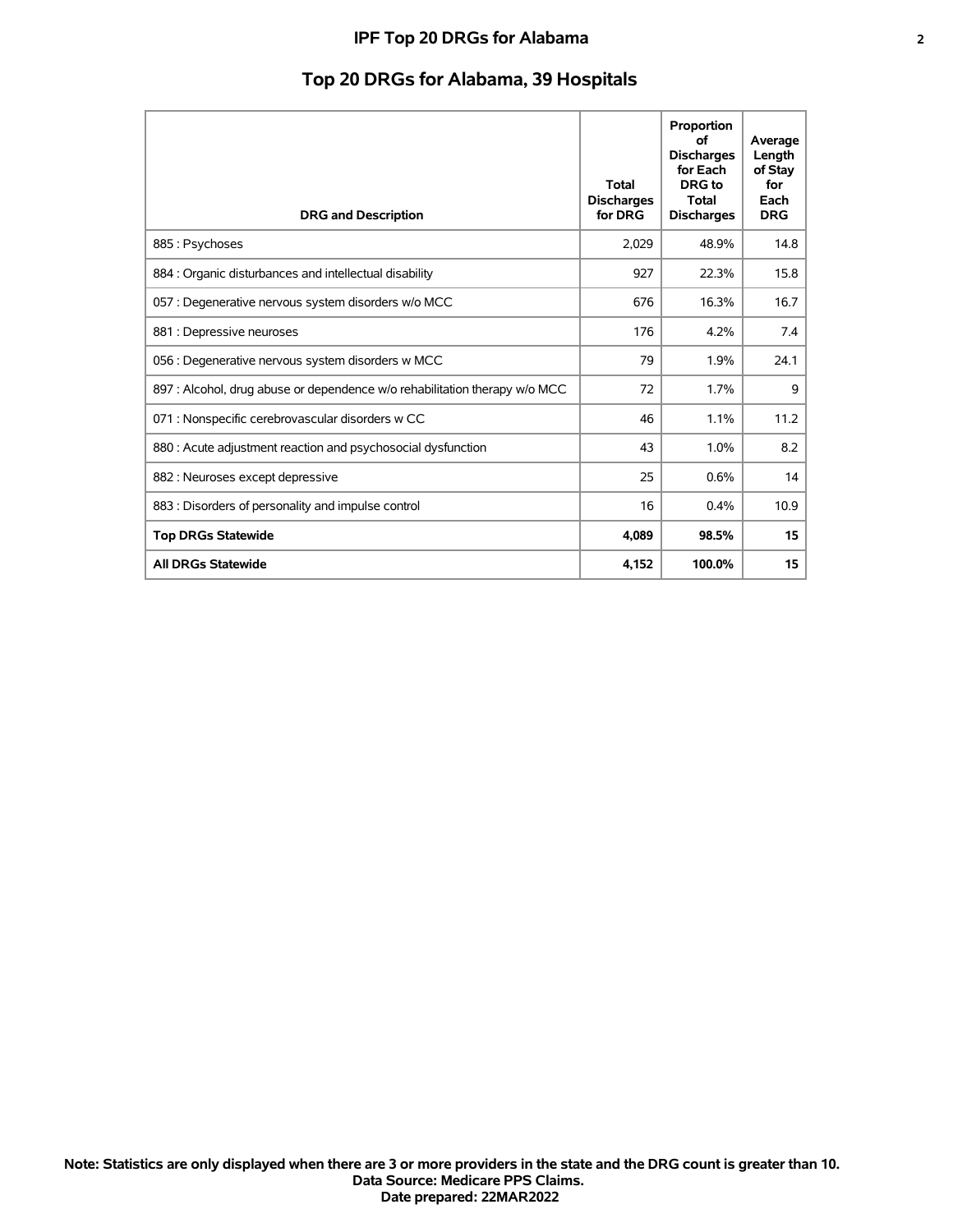## Top 20 DRGs for Alabama, 39 Hospitals

| DRG and Description | Total Discharges for DRG | Proportion of Discharges for Each DRG to Total Discharges | Average Length of Stay for Each DRG |
|---|---|---|---|
| 885 : Psychoses | 2,029 | 48.9% | 14.8 |
| 884 : Organic disturbances and intellectual disability | 927 | 22.3% | 15.8 |
| 057 : Degenerative nervous system disorders w/o MCC | 676 | 16.3% | 16.7 |
| 881 : Depressive neuroses | 176 | 4.2% | 7.4 |
| 056 : Degenerative nervous system disorders w MCC | 79 | 1.9% | 24.1 |
| 897 : Alcohol, drug abuse or dependence w/o rehabilitation therapy w/o MCC | 72 | 1.7% | 9 |
| 071 : Nonspecific cerebrovascular disorders w CC | 46 | 1.1% | 11.2 |
| 880 : Acute adjustment reaction and psychosocial dysfunction | 43 | 1.0% | 8.2 |
| 882 : Neuroses except depressive | 25 | 0.6% | 14 |
| 883 : Disorders of personality and impulse control | 16 | 0.4% | 10.9 |
| **Top DRGs Statewide** | **4,089** | **98.5%** | **15** |
| **All DRGs Statewide** | **4,152** | **100.0%** | **15** |

**Note: Statistics are only displayed when there are 3 or more providers in the state and the DRG count is greater than 10.**
**Data Source: Medicare PPS Claims.**
**Date prepared: 22MAR2022**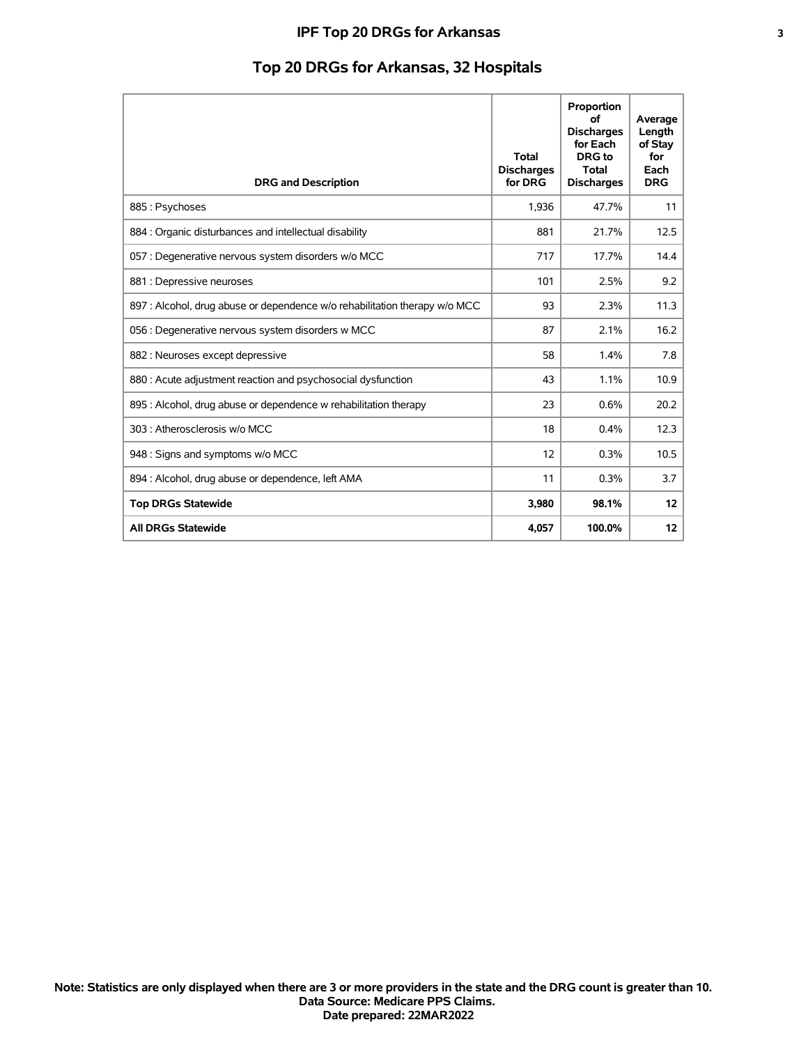# Top 20 DRGs for Arkansas, 32 Hospitals

| DRG and Description | Total Discharges for DRG | Proportion of Discharges for Each DRG to Total Discharges | Average Length of Stay for Each DRG |
|---|---|---|---|
| 885 : Psychoses | 1,936 | 47.7% | 11 |
| 884 : Organic disturbances and intellectual disability | 881 | 21.7% | 12.5 |
| 057 : Degenerative nervous system disorders w/o MCC | 717 | 17.7% | 14.4 |
| 881 : Depressive neuroses | 101 | 2.5% | 9.2 |
| 897 : Alcohol, drug abuse or dependence w/o rehabilitation therapy w/o MCC | 93 | 2.3% | 11.3 |
| 056 : Degenerative nervous system disorders w MCC | 87 | 2.1% | 16.2 |
| 882 : Neuroses except depressive | 58 | 1.4% | 7.8 |
| 880 : Acute adjustment reaction and psychosocial dysfunction | 43 | 1.1% | 10.9 |
| 895 : Alcohol, drug abuse or dependence w rehabilitation therapy | 23 | 0.6% | 20.2 |
| 303 : Atherosclerosis w/o MCC | 18 | 0.4% | 12.3 |
| 948 : Signs and symptoms w/o MCC | 12 | 0.3% | 10.5 |
| 894 : Alcohol, drug abuse or dependence, left AMA | 11 | 0.3% | 3.7 |
| **Top DRGs Statewide** | **3,980** | **98.1%** | **12** |
| **All DRGs Statewide** | **4,057** | **100.0%** | **12** |

**Note: Statistics are only displayed when there are 3 or more providers in the state and the DRG count is greater than 10.**
**Data Source: Medicare PPS Claims.**
**Date prepared: 22MAR2022**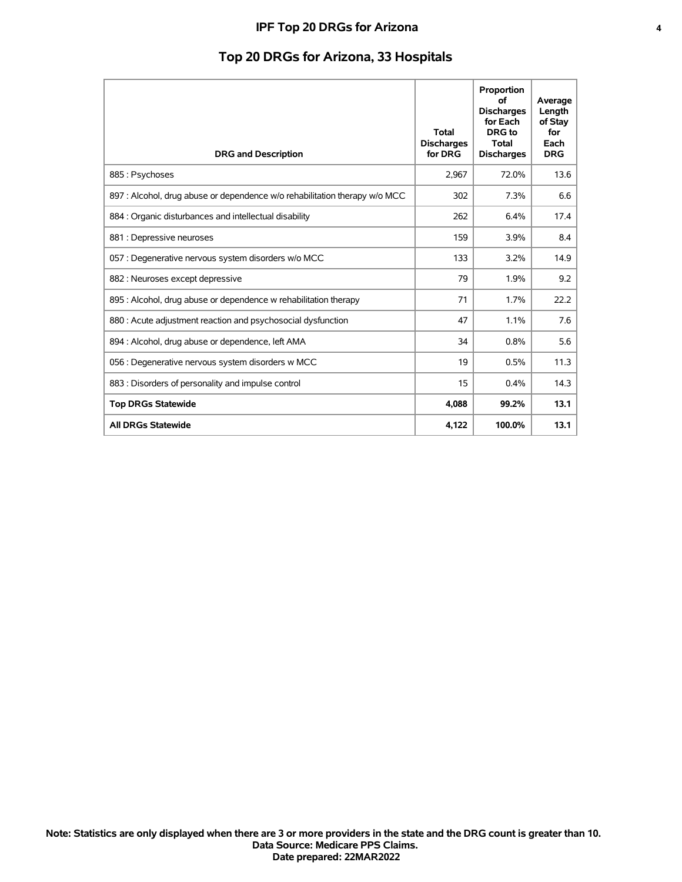# IPF Top 20 DRGs for Arizona

## Top 20 DRGs for Arizona, 33 Hospitals

| DRG and Description | Total Discharges for DRG | Proportion of Discharges for Each DRG to Total Discharges | Average Length of Stay for Each DRG |
|---|---|---|---|
| 885 : Psychoses | 2,967 | 72.0% | 13.6 |
| 897 : Alcohol, drug abuse or dependence w/o rehabilitation therapy w/o MCC | 302 | 7.3% | 6.6 |
| 884 : Organic disturbances and intellectual disability | 262 | 6.4% | 17.4 |
| 881 : Depressive neuroses | 159 | 3.9% | 8.4 |
| 057 : Degenerative nervous system disorders w/o MCC | 133 | 3.2% | 14.9 |
| 882 : Neuroses except depressive | 79 | 1.9% | 9.2 |
| 895 : Alcohol, drug abuse or dependence w rehabilitation therapy | 71 | 1.7% | 22.2 |
| 880 : Acute adjustment reaction and psychosocial dysfunction | 47 | 1.1% | 7.6 |
| 894 : Alcohol, drug abuse or dependence, left AMA | 34 | 0.8% | 5.6 |
| 056 : Degenerative nervous system disorders w MCC | 19 | 0.5% | 11.3 |
| 883 : Disorders of personality and impulse control | 15 | 0.4% | 14.3 |
| **Top DRGs Statewide** | **4,088** | **99.2%** | **13.1** |
| **All DRGs Statewide** | **4,122** | **100.0%** | **13.1** |

**Note: Statistics are only displayed when there are 3 or more providers in the state and the DRG count is greater than 10.**
**Data Source: Medicare PPS Claims.**
**Date prepared: 22MAR2022**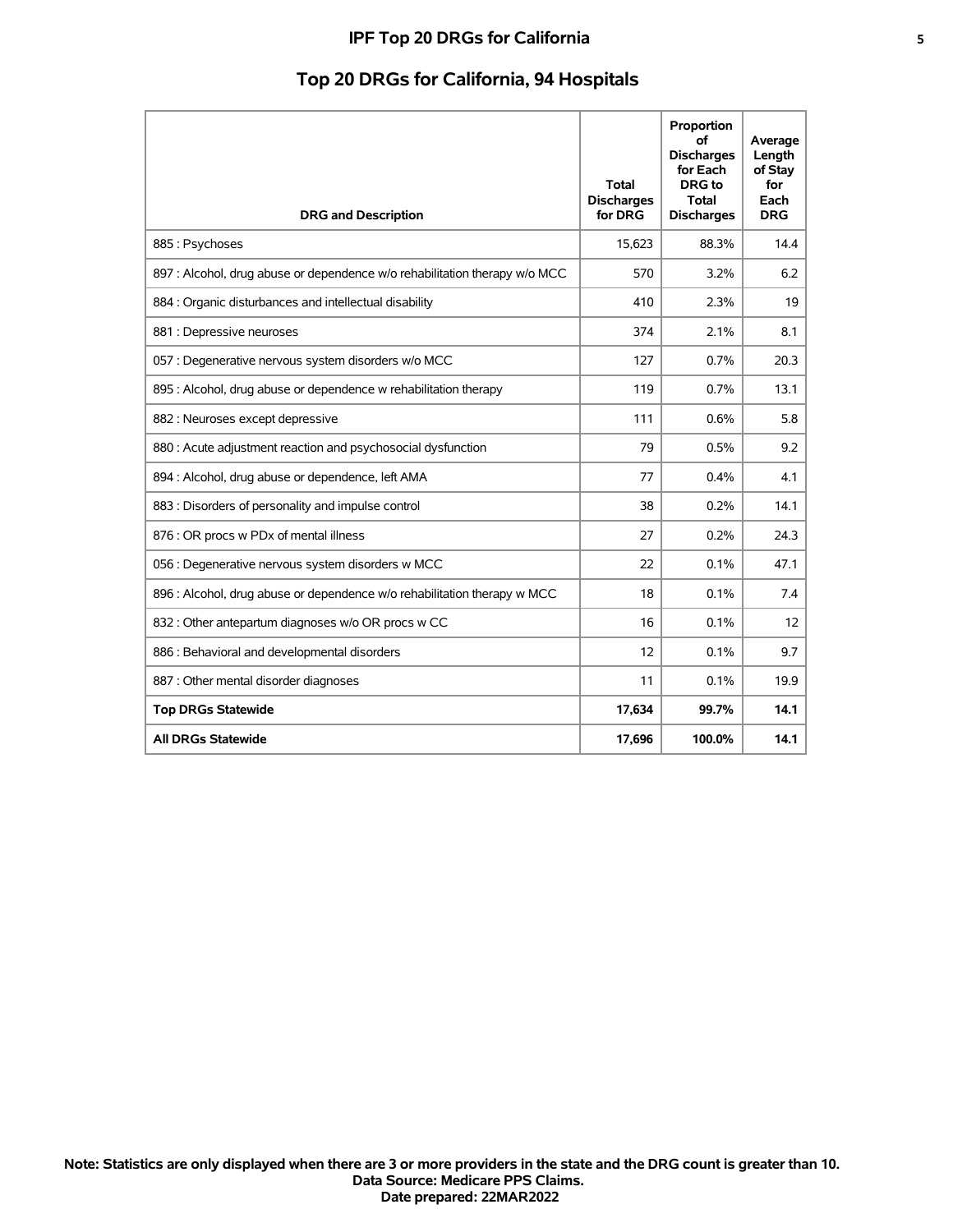# IPF Top 20 DRGs for California

## Top 20 DRGs for California, 94 Hospitals

| DRG and Description | Total Discharges for DRG | Proportion of Discharges for Each DRG to Total Discharges | Average Length of Stay for Each DRG |
|---|---|---|---|
| 885 : Psychoses | 15,623 | 88.3% | 14.4 |
| 897 : Alcohol, drug abuse or dependence w/o rehabilitation therapy w/o MCC | 570 | 3.2% | 6.2 |
| 884 : Organic disturbances and intellectual disability | 410 | 2.3% | 19 |
| 881 : Depressive neuroses | 374 | 2.1% | 8.1 |
| 057 : Degenerative nervous system disorders w/o MCC | 127 | 0.7% | 20.3 |
| 895 : Alcohol, drug abuse or dependence w rehabilitation therapy | 119 | 0.7% | 13.1 |
| 882 : Neuroses except depressive | 111 | 0.6% | 5.8 |
| 880 : Acute adjustment reaction and psychosocial dysfunction | 79 | 0.5% | 9.2 |
| 894 : Alcohol, drug abuse or dependence, left AMA | 77 | 0.4% | 4.1 |
| 883 : Disorders of personality and impulse control | 38 | 0.2% | 14.1 |
| 876 : OR procs w PDx of mental illness | 27 | 0.2% | 24.3 |
| 056 : Degenerative nervous system disorders w MCC | 22 | 0.1% | 47.1 |
| 896 : Alcohol, drug abuse or dependence w/o rehabilitation therapy w MCC | 18 | 0.1% | 7.4 |
| 832 : Other antepartum diagnoses w/o OR procs w CC | 16 | 0.1% | 12 |
| 886 : Behavioral and developmental disorders | 12 | 0.1% | 9.7 |
| 887 : Other mental disorder diagnoses | 11 | 0.1% | 19.9 |
| **Top DRGs Statewide** | **17,634** | **99.7%** | **14.1** |
| **All DRGs Statewide** | **17,696** | **100.0%** | **14.1** |

**Note: Statistics are only displayed when there are 3 or more providers in the state and the DRG count is greater than 10.**
**Data Source: Medicare PPS Claims.**
**Date prepared: 22MAR2022**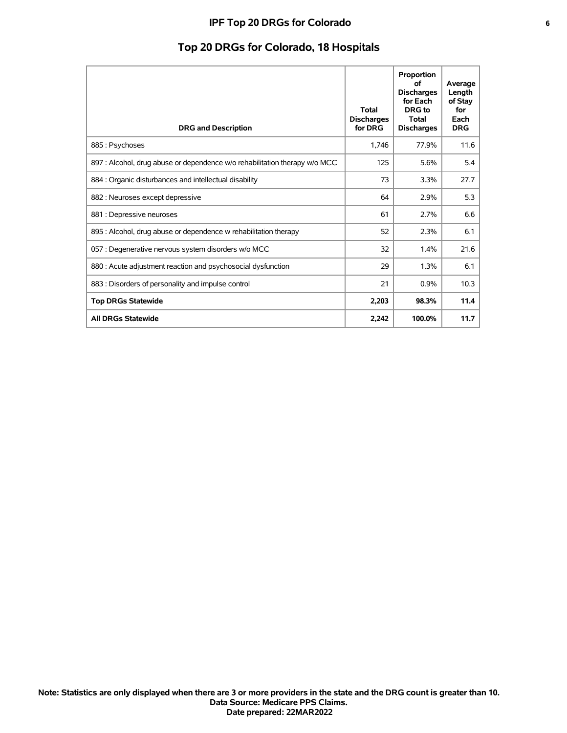# IPF Top 20 DRGs for Colorado

## Top 20 DRGs for Colorado, 18 Hospitals

| DRG and Description | Total Discharges for DRG | Proportion of Discharges for Each DRG to Total Discharges | Average Length of Stay for Each DRG |
|---|---|---|---|
| 885 : Psychoses | 1,746 | 77.9% | 11.6 |
| 897 : Alcohol, drug abuse or dependence w/o rehabilitation therapy w/o MCC | 125 | 5.6% | 5.4 |
| 884 : Organic disturbances and intellectual disability | 73 | 3.3% | 27.7 |
| 882 : Neuroses except depressive | 64 | 2.9% | 5.3 |
| 881 : Depressive neuroses | 61 | 2.7% | 6.6 |
| 895 : Alcohol, drug abuse or dependence w rehabilitation therapy | 52 | 2.3% | 6.1 |
| 057 : Degenerative nervous system disorders w/o MCC | 32 | 1.4% | 21.6 |
| 880 : Acute adjustment reaction and psychosocial dysfunction | 29 | 1.3% | 6.1 |
| 883 : Disorders of personality and impulse control | 21 | 0.9% | 10.3 |
| **Top DRGs Statewide** | **2,203** | **98.3%** | **11.4** |
| **All DRGs Statewide** | **2,242** | **100.0%** | **11.7** |

**Note: Statistics are only displayed when there are 3 or more providers in the state and the DRG count is greater than 10.**
**Data Source: Medicare PPS Claims.**
**Date prepared: 22MAR2022**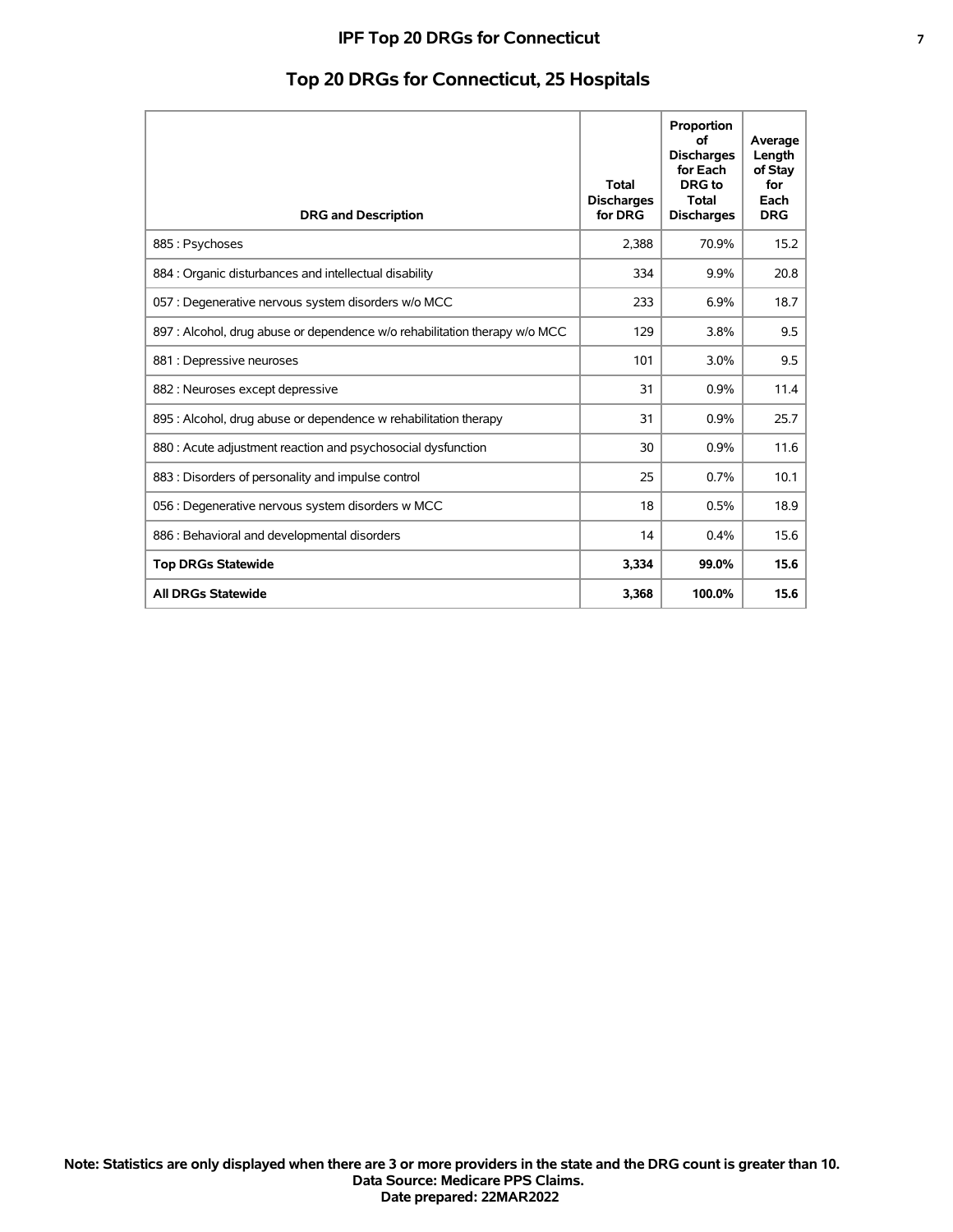# IPF Top 20 DRGs for Connecticut

## Top 20 DRGs for Connecticut, 25 Hospitals

| DRG and Description | Total Discharges for DRG | Proportion of Discharges for Each DRG to Total Discharges | Average Length of Stay for Each DRG |
|---|---|---|---|
| 885 : Psychoses | 2,388 | 70.9% | 15.2 |
| 884 : Organic disturbances and intellectual disability | 334 | 9.9% | 20.8 |
| 057 : Degenerative nervous system disorders w/o MCC | 233 | 6.9% | 18.7 |
| 897 : Alcohol, drug abuse or dependence w/o rehabilitation therapy w/o MCC | 129 | 3.8% | 9.5 |
| 881 : Depressive neuroses | 101 | 3.0% | 9.5 |
| 882 : Neuroses except depressive | 31 | 0.9% | 11.4 |
| 895 : Alcohol, drug abuse or dependence w rehabilitation therapy | 31 | 0.9% | 25.7 |
| 880 : Acute adjustment reaction and psychosocial dysfunction | 30 | 0.9% | 11.6 |
| 883 : Disorders of personality and impulse control | 25 | 0.7% | 10.1 |
| 056 : Degenerative nervous system disorders w MCC | 18 | 0.5% | 18.9 |
| 886 : Behavioral and developmental disorders | 14 | 0.4% | 15.6 |
| **Top DRGs Statewide** | **3,334** | **99.0%** | **15.6** |
| **All DRGs Statewide** | **3,368** | **100.0%** | **15.6** |

**Note: Statistics are only displayed when there are 3 or more providers in the state and the DRG count is greater than 10.**
**Data Source: Medicare PPS Claims.**
**Date prepared: 22MAR2022**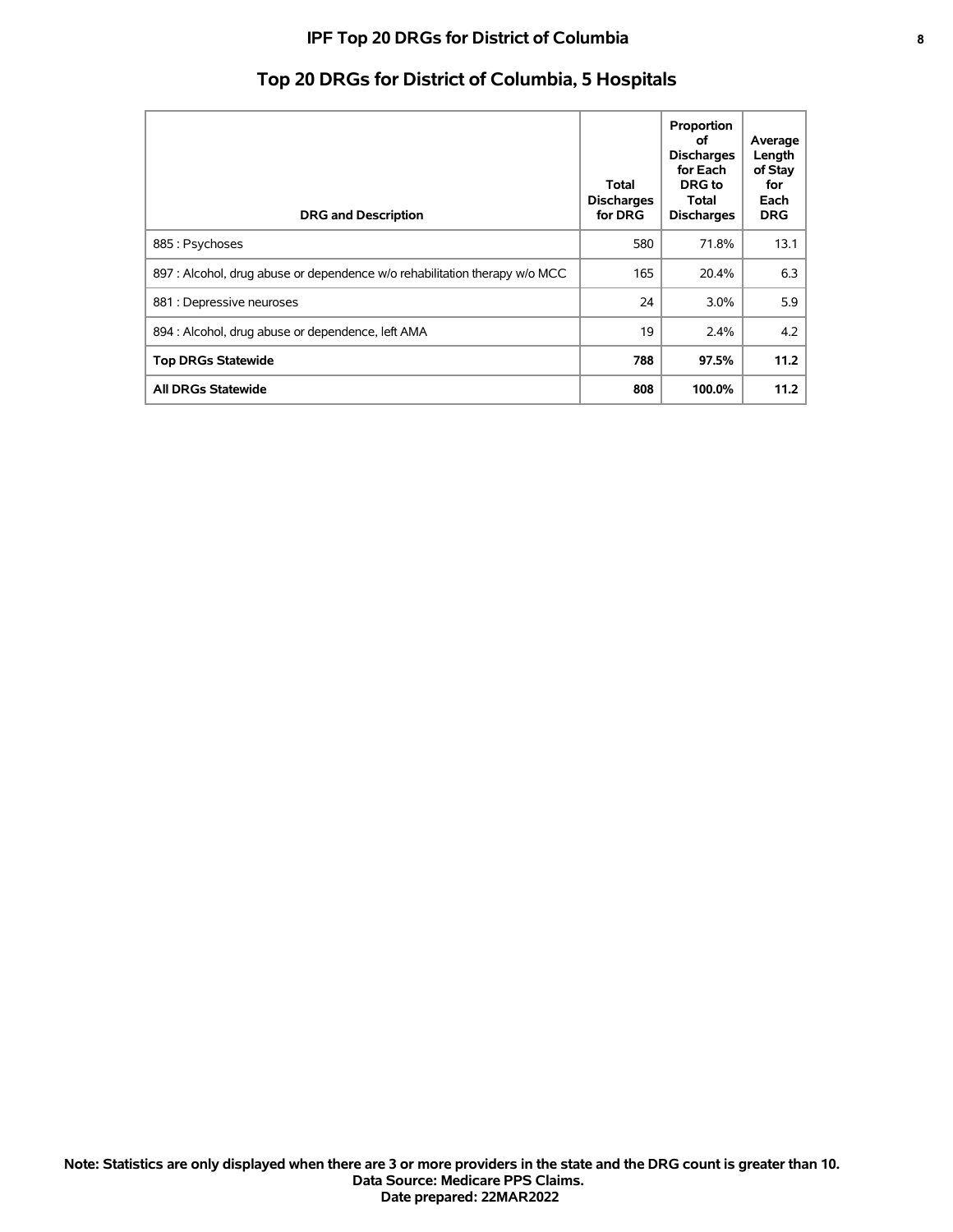# IPF Top 20 DRGs for District of Columbia

## Top 20 DRGs for District of Columbia, 5 Hospitals

| DRG and Description | Total Discharges for DRG | Proportion of Discharges for Each DRG to Total Discharges | Average Length of Stay for Each DRG |
|---|---|---|---|
| 885 : Psychoses | 580 | 71.8% | 13.1 |
| 897 : Alcohol, drug abuse or dependence w/o rehabilitation therapy w/o MCC | 165 | 20.4% | 6.3 |
| 881 : Depressive neuroses | 24 | 3.0% | 5.9 |
| 894 : Alcohol, drug abuse or dependence, left AMA | 19 | 2.4% | 4.2 |
| **Top DRGs Statewide** | **788** | **97.5%** | **11.2** |
| **All DRGs Statewide** | **808** | **100.0%** | **11.2** |

**Note: Statistics are only displayed when there are 3 or more providers in the state and the DRG count is greater than 10.**
**Data Source: Medicare PPS Claims.**
**Date prepared: 22MAR2022**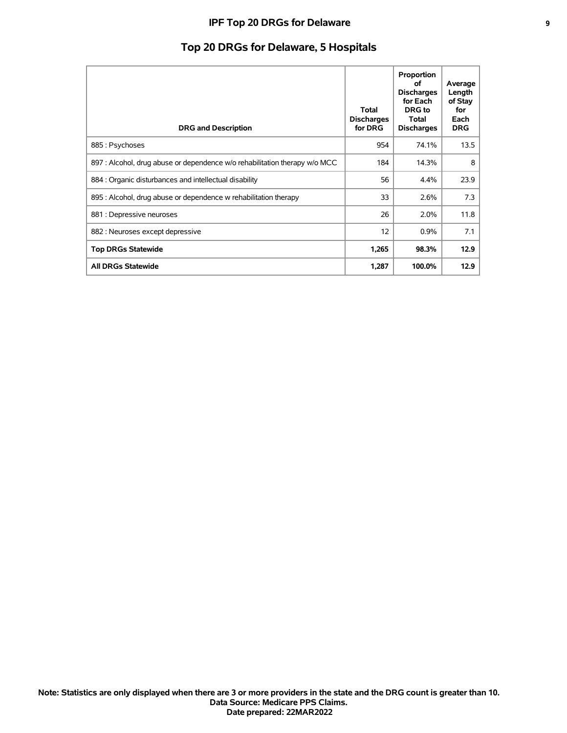# IPF Top 20 DRGs for Delaware

## Top 20 DRGs for Delaware, 5 Hospitals

| DRG and Description | Total Discharges for DRG | Proportion of Discharges for Each DRG to Total Discharges | Average Length of Stay for Each DRG |
|---|---|---|---|
| 885 : Psychoses | 954 | 74.1% | 13.5 |
| 897 : Alcohol, drug abuse or dependence w/o rehabilitation therapy w/o MCC | 184 | 14.3% | 8 |
| 884 : Organic disturbances and intellectual disability | 56 | 4.4% | 23.9 |
| 895 : Alcohol, drug abuse or dependence w rehabilitation therapy | 33 | 2.6% | 7.3 |
| 881 : Depressive neuroses | 26 | 2.0% | 11.8 |
| 882 : Neuroses except depressive | 12 | 0.9% | 7.1 |
| **Top DRGs Statewide** | **1,265** | **98.3%** | **12.9** |
| **All DRGs Statewide** | **1,287** | **100.0%** | **12.9** |

**Note: Statistics are only displayed when there are 3 or more providers in the state and the DRG count is greater than 10.**
**Data Source: Medicare PPS Claims.**
**Date prepared: 22MAR2022**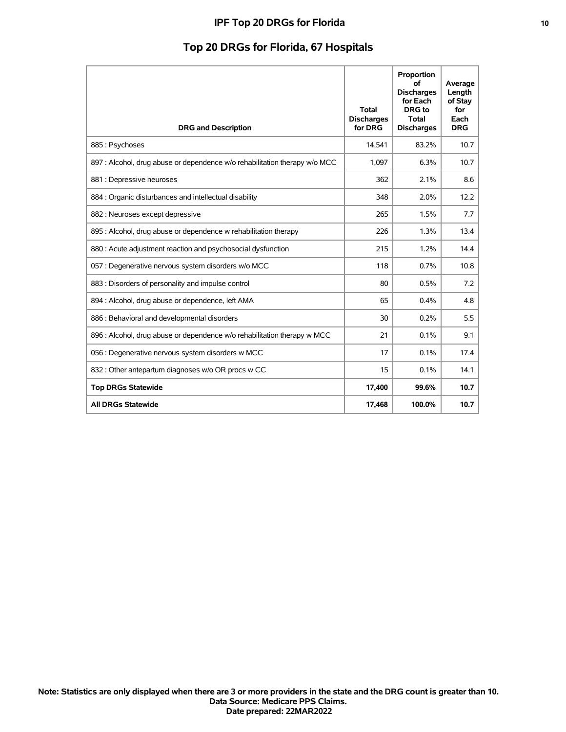## Top 20 DRGs for Florida, 67 Hospitals

| DRG and Description | Total Discharges for DRG | Proportion of Discharges for Each DRG to Total Discharges | Average Length of Stay for Each DRG |
|---|---|---|---|
| 885 : Psychoses | 14,541 | 83.2% | 10.7 |
| 897 : Alcohol, drug abuse or dependence w/o rehabilitation therapy w/o MCC | 1,097 | 6.3% | 10.7 |
| 881 : Depressive neuroses | 362 | 2.1% | 8.6 |
| 884 : Organic disturbances and intellectual disability | 348 | 2.0% | 12.2 |
| 882 : Neuroses except depressive | 265 | 1.5% | 7.7 |
| 895 : Alcohol, drug abuse or dependence w rehabilitation therapy | 226 | 1.3% | 13.4 |
| 880 : Acute adjustment reaction and psychosocial dysfunction | 215 | 1.2% | 14.4 |
| 057 : Degenerative nervous system disorders w/o MCC | 118 | 0.7% | 10.8 |
| 883 : Disorders of personality and impulse control | 80 | 0.5% | 7.2 |
| 894 : Alcohol, drug abuse or dependence, left AMA | 65 | 0.4% | 4.8 |
| 886 : Behavioral and developmental disorders | 30 | 0.2% | 5.5 |
| 896 : Alcohol, drug abuse or dependence w/o rehabilitation therapy w MCC | 21 | 0.1% | 9.1 |
| 056 : Degenerative nervous system disorders w MCC | 17 | 0.1% | 17.4 |
| 832 : Other antepartum diagnoses w/o OR procs w CC | 15 | 0.1% | 14.1 |
| **Top DRGs Statewide** | **17,400** | **99.6%** | **10.7** |
| **All DRGs Statewide** | **17,468** | **100.0%** | **10.7** |

**Note: Statistics are only displayed when there are 3 or more providers in the state and the DRG count is greater than 10.**
**Data Source: Medicare PPS Claims.**
**Date prepared: 22MAR2022**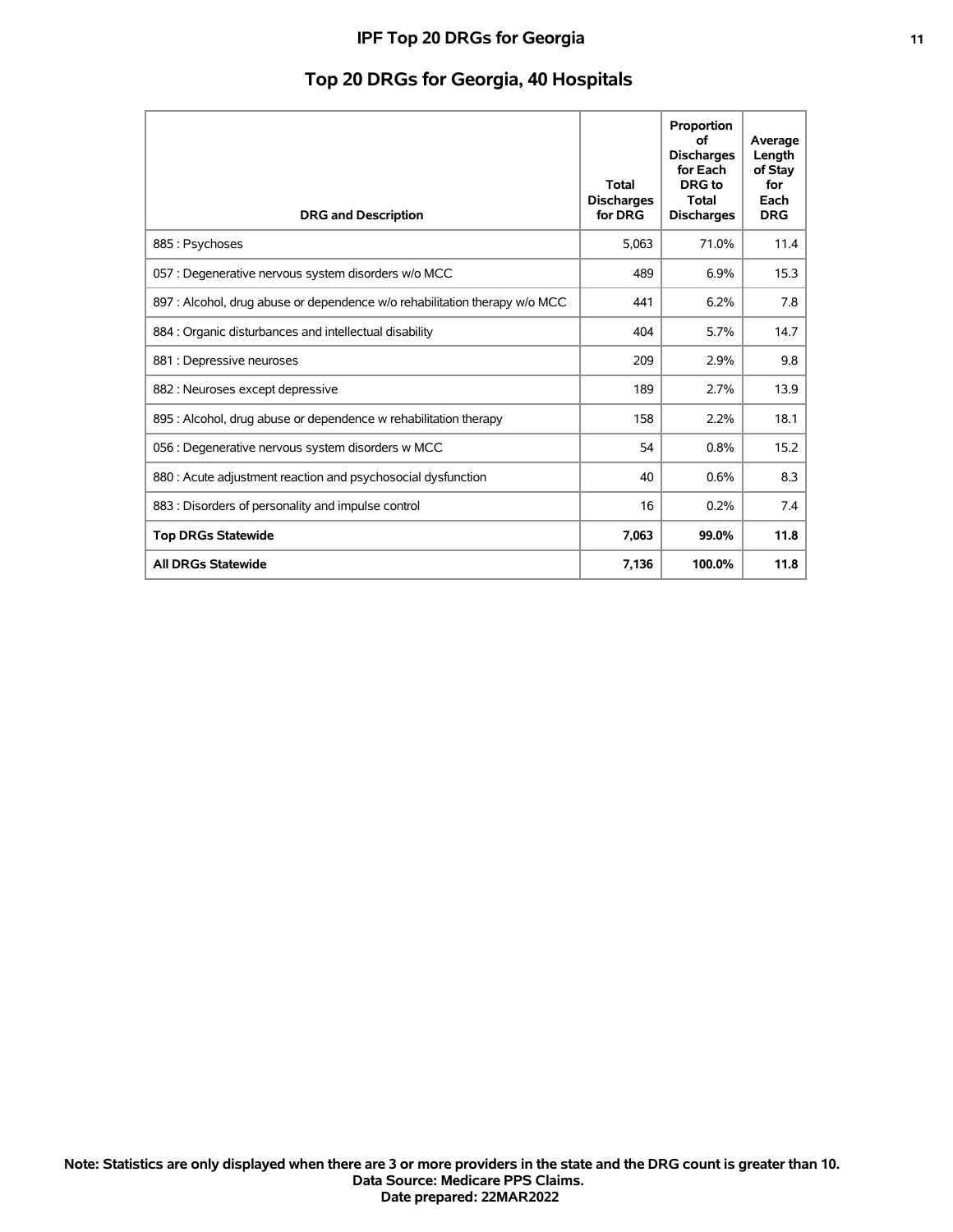## Top 20 DRGs for Georgia, 40 Hospitals

| DRG and Description | Total Discharges for DRG | Proportion of Discharges for Each DRG to Total Discharges | Average Length of Stay for Each DRG |
|---|---|---|---|
| 885 : Psychoses | 5,063 | 71.0% | 11.4 |
| 057 : Degenerative nervous system disorders w/o MCC | 489 | 6.9% | 15.3 |
| 897 : Alcohol, drug abuse or dependence w/o rehabilitation therapy w/o MCC | 441 | 6.2% | 7.8 |
| 884 : Organic disturbances and intellectual disability | 404 | 5.7% | 14.7 |
| 881 : Depressive neuroses | 209 | 2.9% | 9.8 |
| 882 : Neuroses except depressive | 189 | 2.7% | 13.9 |
| 895 : Alcohol, drug abuse or dependence w rehabilitation therapy | 158 | 2.2% | 18.1 |
| 056 : Degenerative nervous system disorders w MCC | 54 | 0.8% | 15.2 |
| 880 : Acute adjustment reaction and psychosocial dysfunction | 40 | 0.6% | 8.3 |
| 883 : Disorders of personality and impulse control | 16 | 0.2% | 7.4 |
| **Top DRGs Statewide** | **7,063** | **99.0%** | **11.8** |
| **All DRGs Statewide** | **7,136** | **100.0%** | **11.8** |

**Note: Statistics are only displayed when there are 3 or more providers in the state and the DRG count is greater than 10.**
**Data Source: Medicare PPS Claims.**
**Date prepared: 22MAR2022**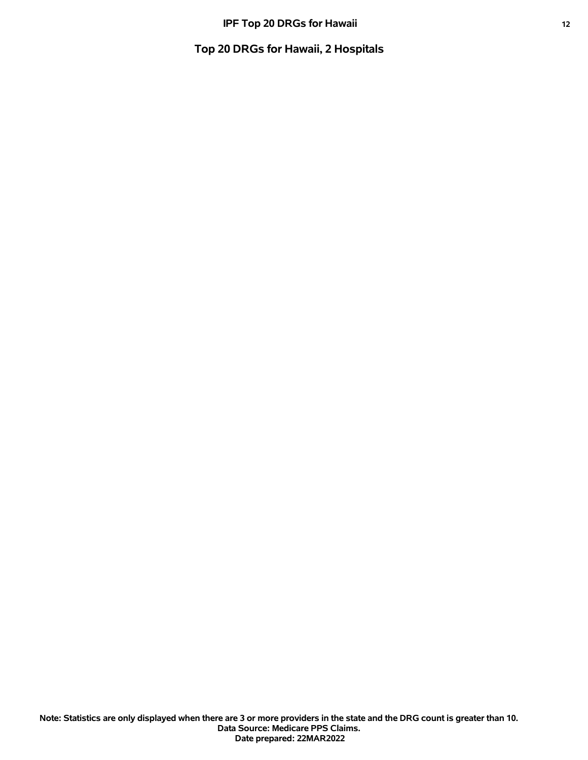## Top 20 DRGs for Hawaii, 2 Hospitals

**Note: Statistics are only displayed when there are 3 or more providers in the state and the DRG count is greater than 10.**
**Data Source: Medicare PPS Claims.**
**Date prepared: 22MAR2022**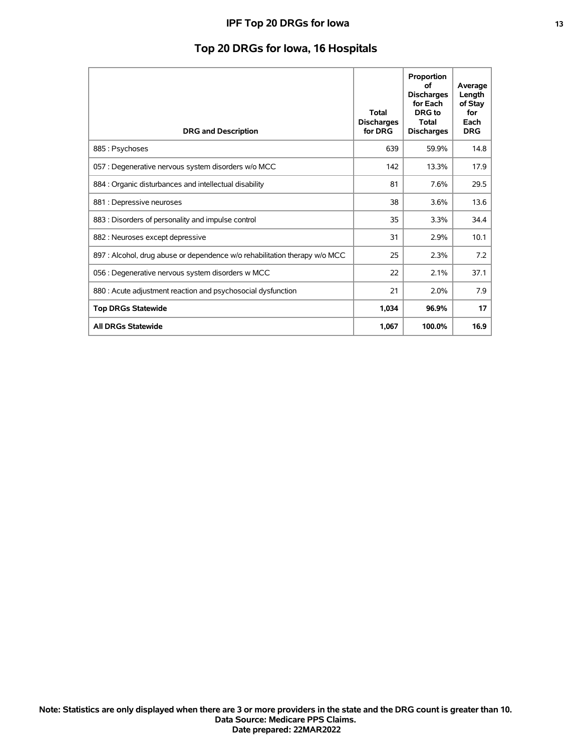# Top 20 DRGs for Iowa, 16 Hospitals

| DRG and Description | Total Discharges for DRG | Proportion of Discharges for Each DRG to Total Discharges | Average Length of Stay for Each DRG |
|---|---|---|---|
| 885 : Psychoses | 639 | 59.9% | 14.8 |
| 057 : Degenerative nervous system disorders w/o MCC | 142 | 13.3% | 17.9 |
| 884 : Organic disturbances and intellectual disability | 81 | 7.6% | 29.5 |
| 881 : Depressive neuroses | 38 | 3.6% | 13.6 |
| 883 : Disorders of personality and impulse control | 35 | 3.3% | 34.4 |
| 882 : Neuroses except depressive | 31 | 2.9% | 10.1 |
| 897 : Alcohol, drug abuse or dependence w/o rehabilitation therapy w/o MCC | 25 | 2.3% | 7.2 |
| 056 : Degenerative nervous system disorders w MCC | 22 | 2.1% | 37.1 |
| 880 : Acute adjustment reaction and psychosocial dysfunction | 21 | 2.0% | 7.9 |
| **Top DRGs Statewide** | **1,034** | **96.9%** | **17** |
| **All DRGs Statewide** | **1,067** | **100.0%** | **16.9** |

**Note: Statistics are only displayed when there are 3 or more providers in the state and the DRG count is greater than 10.**
**Data Source: Medicare PPS Claims.**
**Date prepared: 22MAR2022**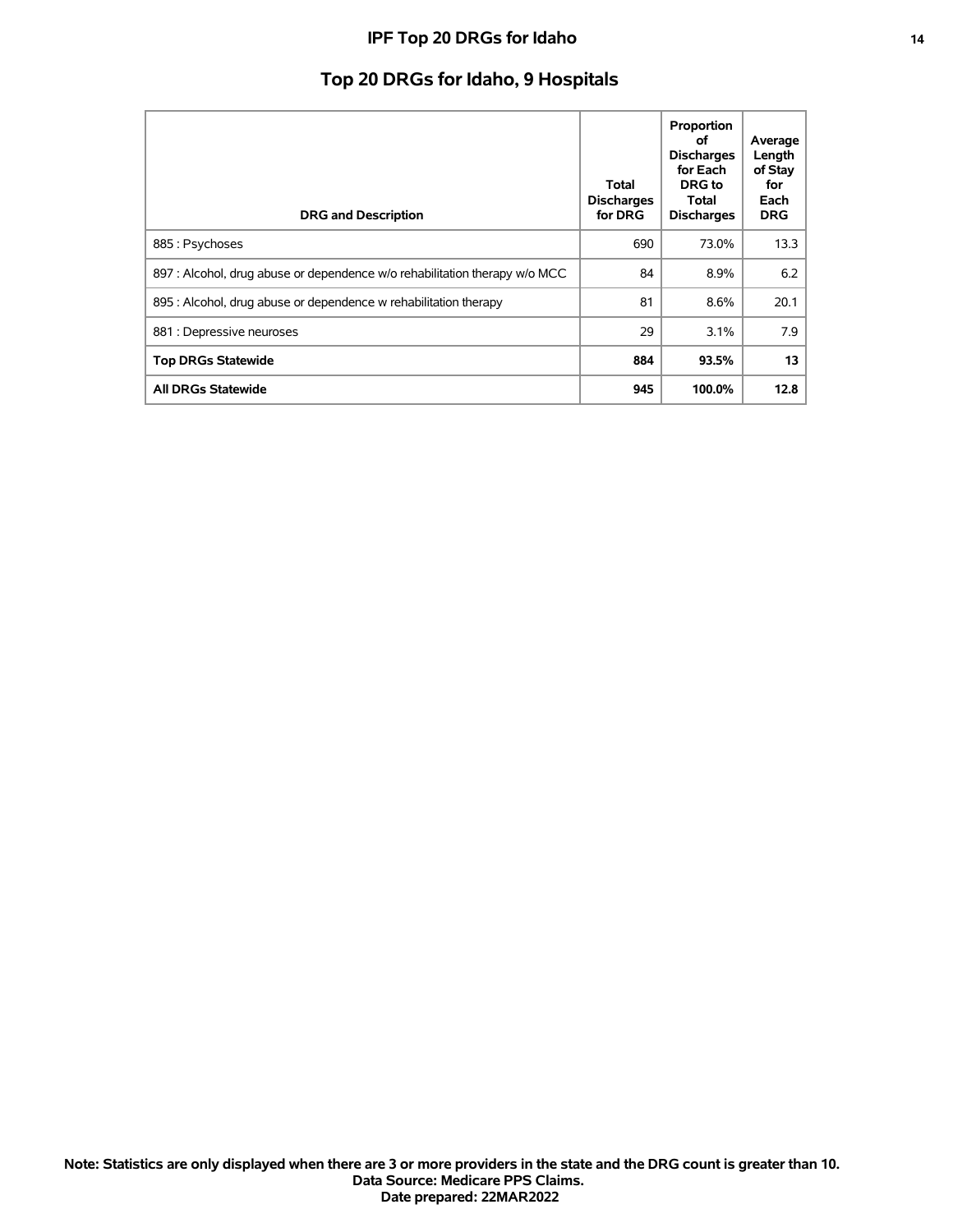# Top 20 DRGs for Idaho, 9 Hospitals

| DRG and Description | Total Discharges for DRG | Proportion of Discharges for Each DRG to Total Discharges | Average Length of Stay for Each DRG |
|---|---|---|---|
| 885 : Psychoses | 690 | 73.0% | 13.3 |
| 897 : Alcohol, drug abuse or dependence w/o rehabilitation therapy w/o MCC | 84 | 8.9% | 6.2 |
| 895 : Alcohol, drug abuse or dependence w rehabilitation therapy | 81 | 8.6% | 20.1 |
| 881 : Depressive neuroses | 29 | 3.1% | 7.9 |
| **Top DRGs Statewide** | **884** | **93.5%** | **13** |
| **All DRGs Statewide** | **945** | **100.0%** | **12.8** |

**Note: Statistics are only displayed when there are 3 or more providers in the state and the DRG count is greater than 10.**
**Data Source: Medicare PPS Claims.**
**Date prepared: 22MAR2022**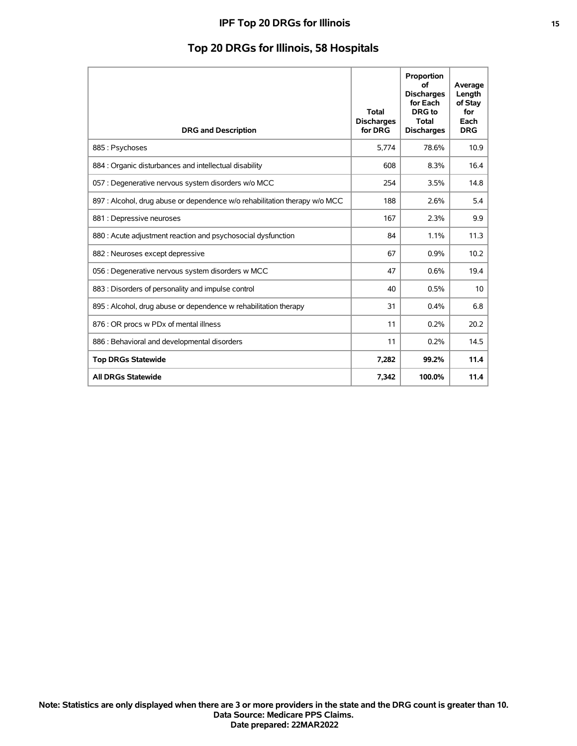## IPF Top 20 DRGs for Illinois

## Top 20 DRGs for Illinois, 58 Hospitals

| DRG and Description | Total Discharges for DRG | Proportion of Discharges for Each DRG to Total Discharges | Average Length of Stay for Each DRG |
|---|---|---|---|
| 885 : Psychoses | 5,774 | 78.6% | 10.9 |
| 884 : Organic disturbances and intellectual disability | 608 | 8.3% | 16.4 |
| 057 : Degenerative nervous system disorders w/o MCC | 254 | 3.5% | 14.8 |
| 897 : Alcohol, drug abuse or dependence w/o rehabilitation therapy w/o MCC | 188 | 2.6% | 5.4 |
| 881 : Depressive neuroses | 167 | 2.3% | 9.9 |
| 880 : Acute adjustment reaction and psychosocial dysfunction | 84 | 1.1% | 11.3 |
| 882 : Neuroses except depressive | 67 | 0.9% | 10.2 |
| 056 : Degenerative nervous system disorders w MCC | 47 | 0.6% | 19.4 |
| 883 : Disorders of personality and impulse control | 40 | 0.5% | 10 |
| 895 : Alcohol, drug abuse or dependence w rehabilitation therapy | 31 | 0.4% | 6.8 |
| 876 : OR procs w PDx of mental illness | 11 | 0.2% | 20.2 |
| 886 : Behavioral and developmental disorders | 11 | 0.2% | 14.5 |
| **Top DRGs Statewide** | **7,282** | **99.2%** | **11.4** |
| **All DRGs Statewide** | **7,342** | **100.0%** | **11.4** |

**Note: Statistics are only displayed when there are 3 or more providers in the state and the DRG count is greater than 10.**
**Data Source: Medicare PPS Claims.**
**Date prepared: 22MAR2022**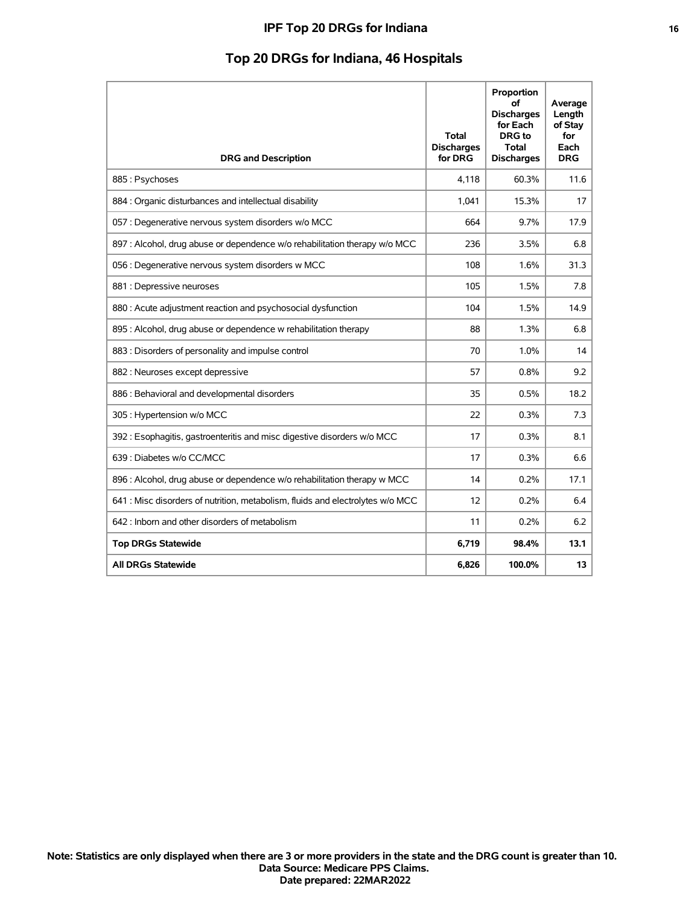## Top 20 DRGs for Indiana, 46 Hospitals

| DRG and Description | Total Discharges for DRG | Proportion of Discharges for Each DRG to Total Discharges | Average Length of Stay for Each DRG |
|---|---|---|---|
| 885 : Psychoses | 4,118 | 60.3% | 11.6 |
| 884 : Organic disturbances and intellectual disability | 1,041 | 15.3% | 17 |
| 057 : Degenerative nervous system disorders w/o MCC | 664 | 9.7% | 17.9 |
| 897 : Alcohol, drug abuse or dependence w/o rehabilitation therapy w/o MCC | 236 | 3.5% | 6.8 |
| 056 : Degenerative nervous system disorders w MCC | 108 | 1.6% | 31.3 |
| 881 : Depressive neuroses | 105 | 1.5% | 7.8 |
| 880 : Acute adjustment reaction and psychosocial dysfunction | 104 | 1.5% | 14.9 |
| 895 : Alcohol, drug abuse or dependence w rehabilitation therapy | 88 | 1.3% | 6.8 |
| 883 : Disorders of personality and impulse control | 70 | 1.0% | 14 |
| 882 : Neuroses except depressive | 57 | 0.8% | 9.2 |
| 886 : Behavioral and developmental disorders | 35 | 0.5% | 18.2 |
| 305 : Hypertension w/o MCC | 22 | 0.3% | 7.3 |
| 392 : Esophagitis, gastroenteritis and misc digestive disorders w/o MCC | 17 | 0.3% | 8.1 |
| 639 : Diabetes w/o CC/MCC | 17 | 0.3% | 6.6 |
| 896 : Alcohol, drug abuse or dependence w/o rehabilitation therapy w MCC | 14 | 0.2% | 17.1 |
| 641 : Misc disorders of nutrition, metabolism, fluids and electrolytes w/o MCC | 12 | 0.2% | 6.4 |
| 642 : Inborn and other disorders of metabolism | 11 | 0.2% | 6.2 |
| **Top DRGs Statewide** | **6,719** | **98.4%** | **13.1** |
| **All DRGs Statewide** | **6,826** | **100.0%** | **13** |

**Note: Statistics are only displayed when there are 3 or more providers in the state and the DRG count is greater than 10.**
**Data Source: Medicare PPS Claims.**
**Date prepared: 22MAR2022**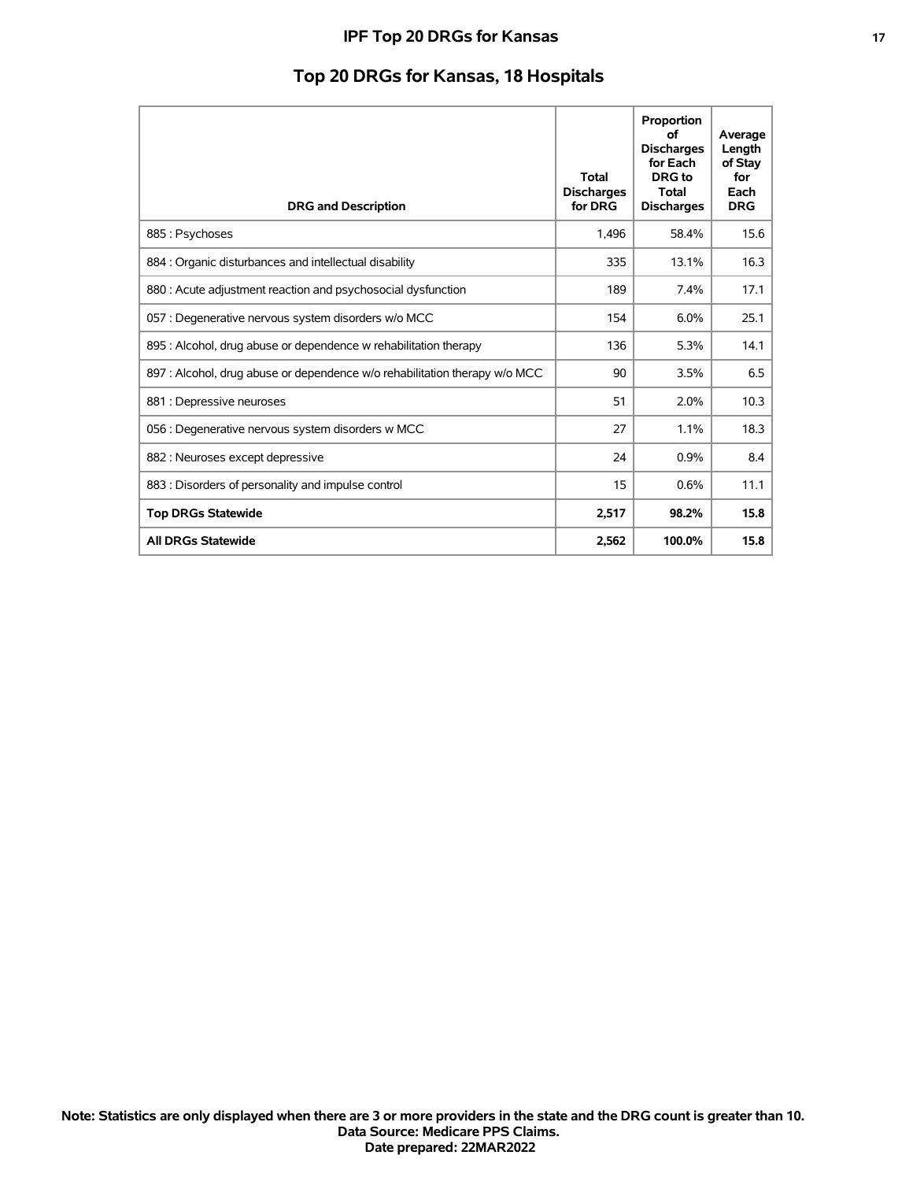# IPF Top 20 DRGs for Kansas

## Top 20 DRGs for Kansas, 18 Hospitals

| DRG and Description | Total Discharges for DRG | Proportion of Discharges for Each DRG to Total Discharges | Average Length of Stay for Each DRG |
|---|---|---|---|
| 885 : Psychoses | 1,496 | 58.4% | 15.6 |
| 884 : Organic disturbances and intellectual disability | 335 | 13.1% | 16.3 |
| 880 : Acute adjustment reaction and psychosocial dysfunction | 189 | 7.4% | 17.1 |
| 057 : Degenerative nervous system disorders w/o MCC | 154 | 6.0% | 25.1 |
| 895 : Alcohol, drug abuse or dependence w rehabilitation therapy | 136 | 5.3% | 14.1 |
| 897 : Alcohol, drug abuse or dependence w/o rehabilitation therapy w/o MCC | 90 | 3.5% | 6.5 |
| 881 : Depressive neuroses | 51 | 2.0% | 10.3 |
| 056 : Degenerative nervous system disorders w MCC | 27 | 1.1% | 18.3 |
| 882 : Neuroses except depressive | 24 | 0.9% | 8.4 |
| 883 : Disorders of personality and impulse control | 15 | 0.6% | 11.1 |
| **Top DRGs Statewide** | **2,517** | **98.2%** | **15.8** |
| **All DRGs Statewide** | **2,562** | **100.0%** | **15.8** |

**Note: Statistics are only displayed when there are 3 or more providers in the state and the DRG count is greater than 10.**
**Data Source: Medicare PPS Claims.**
**Date prepared: 22MAR2022**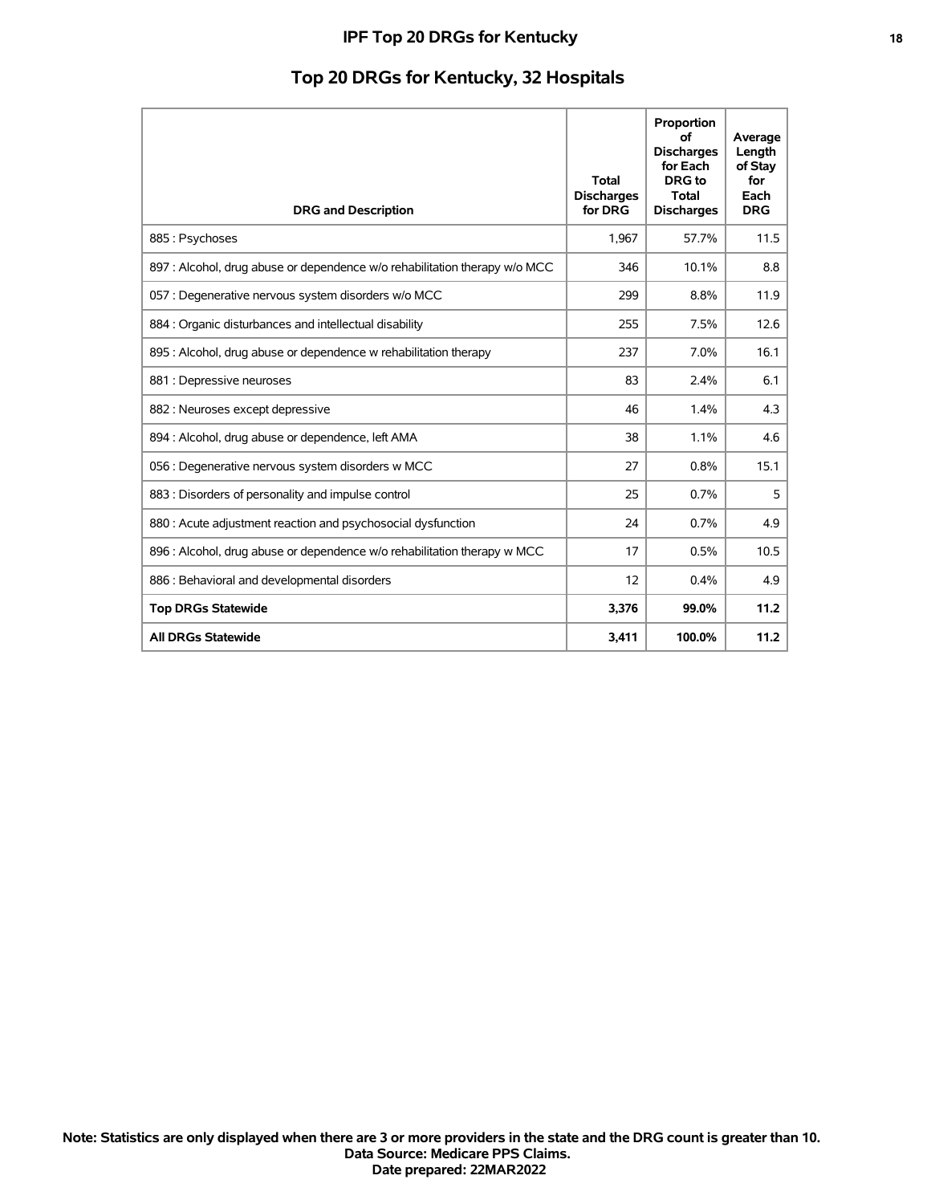## Top 20 DRGs for Kentucky, 32 Hospitals

| DRG and Description | Total Discharges for DRG | Proportion of Discharges for Each DRG to Total Discharges | Average Length of Stay for Each DRG |
|---|---|---|---|
| 885 : Psychoses | 1,967 | 57.7% | 11.5 |
| 897 : Alcohol, drug abuse or dependence w/o rehabilitation therapy w/o MCC | 346 | 10.1% | 8.8 |
| 057 : Degenerative nervous system disorders w/o MCC | 299 | 8.8% | 11.9 |
| 884 : Organic disturbances and intellectual disability | 255 | 7.5% | 12.6 |
| 895 : Alcohol, drug abuse or dependence w rehabilitation therapy | 237 | 7.0% | 16.1 |
| 881 : Depressive neuroses | 83 | 2.4% | 6.1 |
| 882 : Neuroses except depressive | 46 | 1.4% | 4.3 |
| 894 : Alcohol, drug abuse or dependence, left AMA | 38 | 1.1% | 4.6 |
| 056 : Degenerative nervous system disorders w MCC | 27 | 0.8% | 15.1 |
| 883 : Disorders of personality and impulse control | 25 | 0.7% | 5 |
| 880 : Acute adjustment reaction and psychosocial dysfunction | 24 | 0.7% | 4.9 |
| 896 : Alcohol, drug abuse or dependence w/o rehabilitation therapy w MCC | 17 | 0.5% | 10.5 |
| 886 : Behavioral and developmental disorders | 12 | 0.4% | 4.9 |
| **Top DRGs Statewide** | **3,376** | **99.0%** | **11.2** |
| **All DRGs Statewide** | **3,411** | **100.0%** | **11.2** |

**Note: Statistics are only displayed when there are 3 or more providers in the state and the DRG count is greater than 10.**
**Data Source: Medicare PPS Claims.**
**Date prepared: 22MAR2022**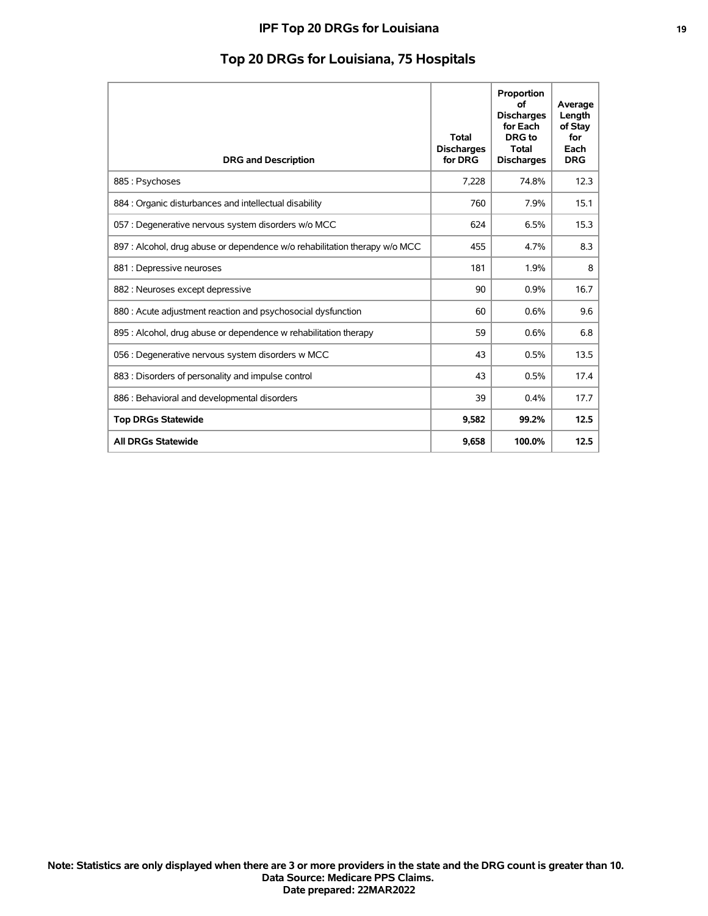## Top 20 DRGs for Louisiana, 75 Hospitals

| DRG and Description | Total Discharges for DRG | Proportion of Discharges for Each DRG to Total Discharges | Average Length of Stay for Each DRG |
|---|---|---|---|
| 885 : Psychoses | 7,228 | 74.8% | 12.3 |
| 884 : Organic disturbances and intellectual disability | 760 | 7.9% | 15.1 |
| 057 : Degenerative nervous system disorders w/o MCC | 624 | 6.5% | 15.3 |
| 897 : Alcohol, drug abuse or dependence w/o rehabilitation therapy w/o MCC | 455 | 4.7% | 8.3 |
| 881 : Depressive neuroses | 181 | 1.9% | 8 |
| 882 : Neuroses except depressive | 90 | 0.9% | 16.7 |
| 880 : Acute adjustment reaction and psychosocial dysfunction | 60 | 0.6% | 9.6 |
| 895 : Alcohol, drug abuse or dependence w rehabilitation therapy | 59 | 0.6% | 6.8 |
| 056 : Degenerative nervous system disorders w MCC | 43 | 0.5% | 13.5 |
| 883 : Disorders of personality and impulse control | 43 | 0.5% | 17.4 |
| 886 : Behavioral and developmental disorders | 39 | 0.4% | 17.7 |
| **Top DRGs Statewide** | **9,582** | **99.2%** | **12.5** |
| **All DRGs Statewide** | **9,658** | **100.0%** | **12.5** |

**Note: Statistics are only displayed when there are 3 or more providers in the state and the DRG count is greater than 10.**
**Data Source: Medicare PPS Claims.**
**Date prepared: 22MAR2022**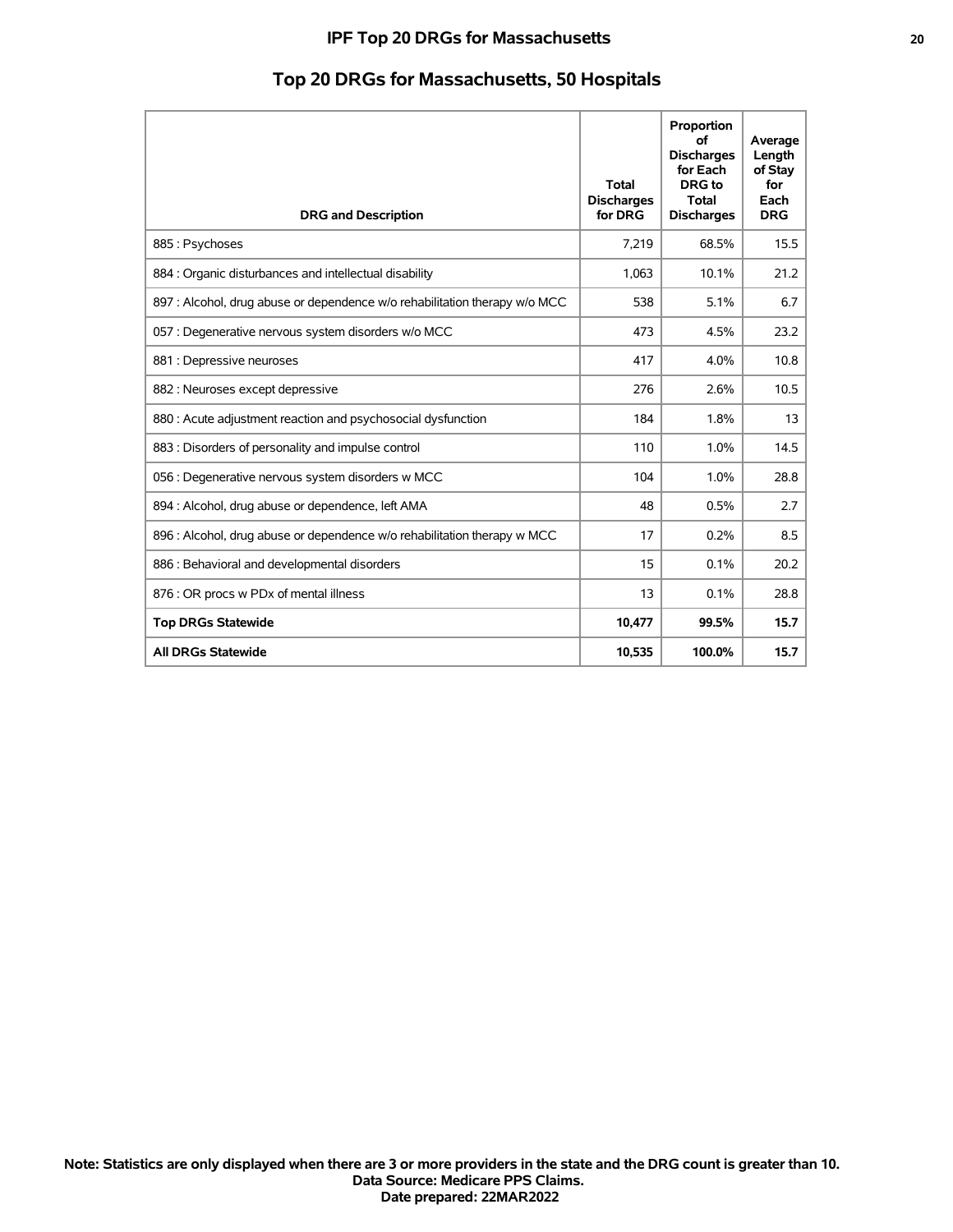## Top 20 DRGs for Massachusetts, 50 Hospitals

| DRG and Description | Total Discharges for DRG | Proportion of Discharges for Each DRG to Total Discharges | Average Length of Stay for Each DRG |
|---|---|---|---|
| 885 : Psychoses | 7,219 | 68.5% | 15.5 |
| 884 : Organic disturbances and intellectual disability | 1,063 | 10.1% | 21.2 |
| 897 : Alcohol, drug abuse or dependence w/o rehabilitation therapy w/o MCC | 538 | 5.1% | 6.7 |
| 057 : Degenerative nervous system disorders w/o MCC | 473 | 4.5% | 23.2 |
| 881 : Depressive neuroses | 417 | 4.0% | 10.8 |
| 882 : Neuroses except depressive | 276 | 2.6% | 10.5 |
| 880 : Acute adjustment reaction and psychosocial dysfunction | 184 | 1.8% | 13 |
| 883 : Disorders of personality and impulse control | 110 | 1.0% | 14.5 |
| 056 : Degenerative nervous system disorders w MCC | 104 | 1.0% | 28.8 |
| 894 : Alcohol, drug abuse or dependence, left AMA | 48 | 0.5% | 2.7 |
| 896 : Alcohol, drug abuse or dependence w/o rehabilitation therapy w MCC | 17 | 0.2% | 8.5 |
| 886 : Behavioral and developmental disorders | 15 | 0.1% | 20.2 |
| 876 : OR procs w PDx of mental illness | 13 | 0.1% | 28.8 |
| **Top DRGs Statewide** | **10,477** | **99.5%** | **15.7** |
| **All DRGs Statewide** | **10,535** | **100.0%** | **15.7** |

**Note: Statistics are only displayed when there are 3 or more providers in the state and the DRG count is greater than 10.**
**Data Source: Medicare PPS Claims.**
**Date prepared: 22MAR2022**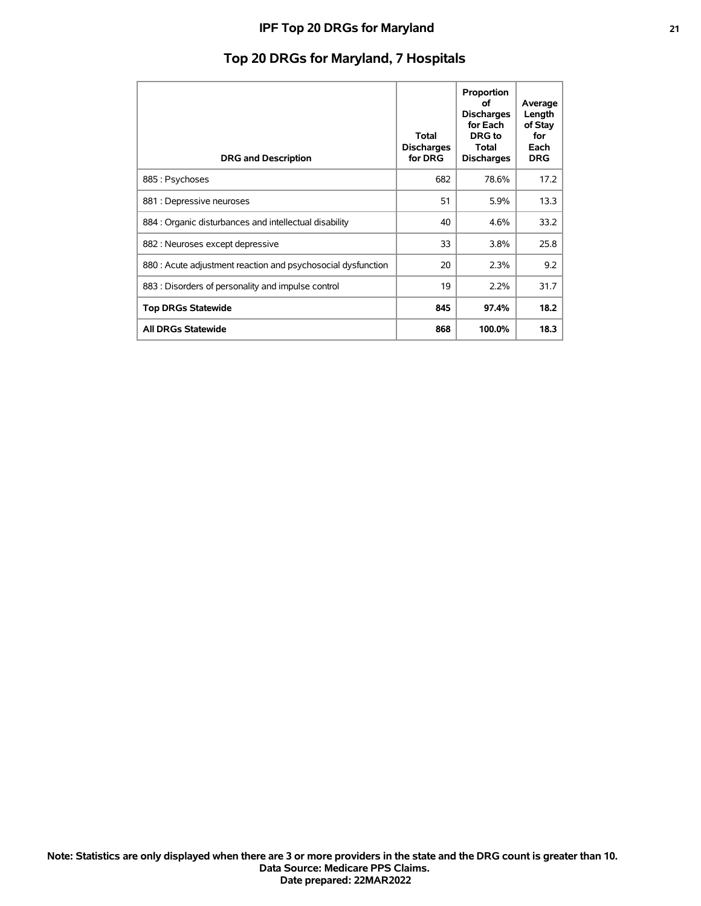# Top 20 DRGs for Maryland, 7 Hospitals

| DRG and Description | Total Discharges for DRG | Proportion of Discharges for Each DRG to Total Discharges | Average Length of Stay for Each DRG |
|---|---|---|---|
| 885 : Psychoses | 682 | 78.6% | 17.2 |
| 881 : Depressive neuroses | 51 | 5.9% | 13.3 |
| 884 : Organic disturbances and intellectual disability | 40 | 4.6% | 33.2 |
| 882 : Neuroses except depressive | 33 | 3.8% | 25.8 |
| 880 : Acute adjustment reaction and psychosocial dysfunction | 20 | 2.3% | 9.2 |
| 883 : Disorders of personality and impulse control | 19 | 2.2% | 31.7 |
| **Top DRGs Statewide** | **845** | **97.4%** | **18.2** |
| **All DRGs Statewide** | **868** | **100.0%** | **18.3** |

**Note: Statistics are only displayed when there are 3 or more providers in the state and the DRG count is greater than 10.**
**Data Source: Medicare PPS Claims.**
**Date prepared: 22MAR2022**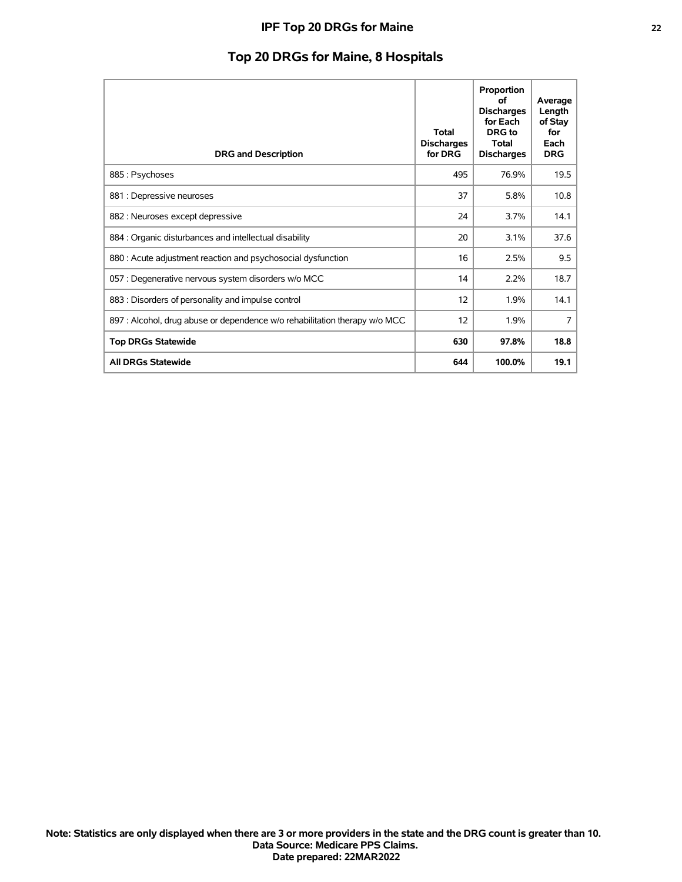## Top 20 DRGs for Maine, 8 Hospitals

| DRG and Description | Total Discharges for DRG | Proportion of Discharges for Each DRG to Total Discharges | Average Length of Stay for Each DRG |
|---|---|---|---|
| 885 : Psychoses | 495 | 76.9% | 19.5 |
| 881 : Depressive neuroses | 37 | 5.8% | 10.8 |
| 882 : Neuroses except depressive | 24 | 3.7% | 14.1 |
| 884 : Organic disturbances and intellectual disability | 20 | 3.1% | 37.6 |
| 880 : Acute adjustment reaction and psychosocial dysfunction | 16 | 2.5% | 9.5 |
| 057 : Degenerative nervous system disorders w/o MCC | 14 | 2.2% | 18.7 |
| 883 : Disorders of personality and impulse control | 12 | 1.9% | 14.1 |
| 897 : Alcohol, drug abuse or dependence w/o rehabilitation therapy w/o MCC | 12 | 1.9% | 7 |
| **Top DRGs Statewide** | **630** | **97.8%** | **18.8** |
| **All DRGs Statewide** | **644** | **100.0%** | **19.1** |

**Note: Statistics are only displayed when there are 3 or more providers in the state and the DRG count is greater than 10.**
**Data Source: Medicare PPS Claims.**
**Date prepared: 22MAR2022**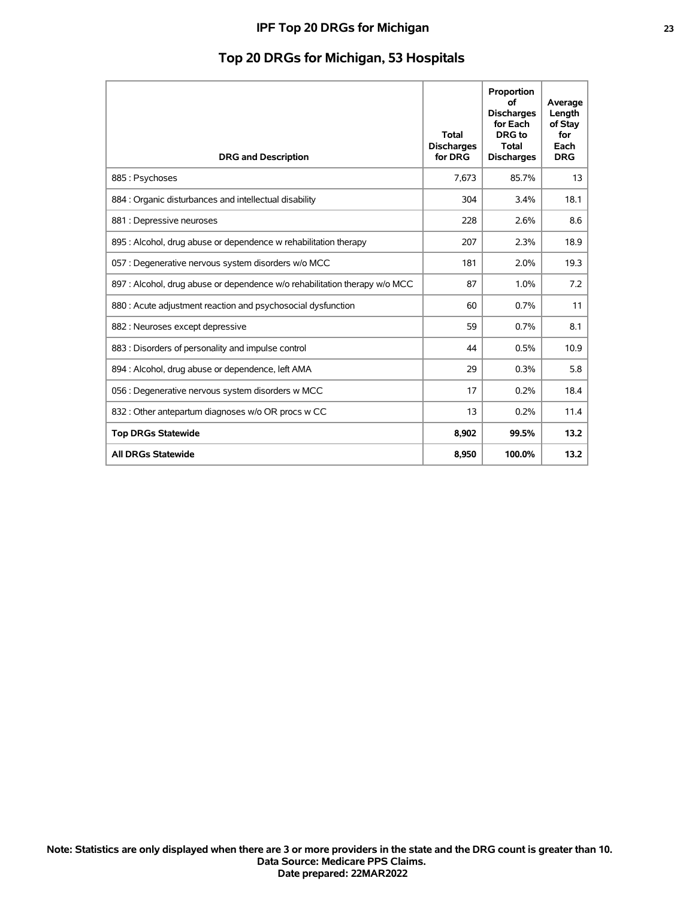# IPF Top 20 DRGs for Michigan

## Top 20 DRGs for Michigan, 53 Hospitals

| DRG and Description | Total Discharges for DRG | Proportion of Discharges for Each DRG to Total Discharges | Average Length of Stay for Each DRG |
|---|---|---|---|
| 885 : Psychoses | 7,673 | 85.7% | 13 |
| 884 : Organic disturbances and intellectual disability | 304 | 3.4% | 18.1 |
| 881 : Depressive neuroses | 228 | 2.6% | 8.6 |
| 895 : Alcohol, drug abuse or dependence w rehabilitation therapy | 207 | 2.3% | 18.9 |
| 057 : Degenerative nervous system disorders w/o MCC | 181 | 2.0% | 19.3 |
| 897 : Alcohol, drug abuse or dependence w/o rehabilitation therapy w/o MCC | 87 | 1.0% | 7.2 |
| 880 : Acute adjustment reaction and psychosocial dysfunction | 60 | 0.7% | 11 |
| 882 : Neuroses except depressive | 59 | 0.7% | 8.1 |
| 883 : Disorders of personality and impulse control | 44 | 0.5% | 10.9 |
| 894 : Alcohol, drug abuse or dependence, left AMA | 29 | 0.3% | 5.8 |
| 056 : Degenerative nervous system disorders w MCC | 17 | 0.2% | 18.4 |
| 832 : Other antepartum diagnoses w/o OR procs w CC | 13 | 0.2% | 11.4 |
| **Top DRGs Statewide** | **8,902** | **99.5%** | **13.2** |
| **All DRGs Statewide** | **8,950** | **100.0%** | **13.2** |

**Note: Statistics are only displayed when there are 3 or more providers in the state and the DRG count is greater than 10.**
**Data Source: Medicare PPS Claims.**
**Date prepared: 22MAR2022**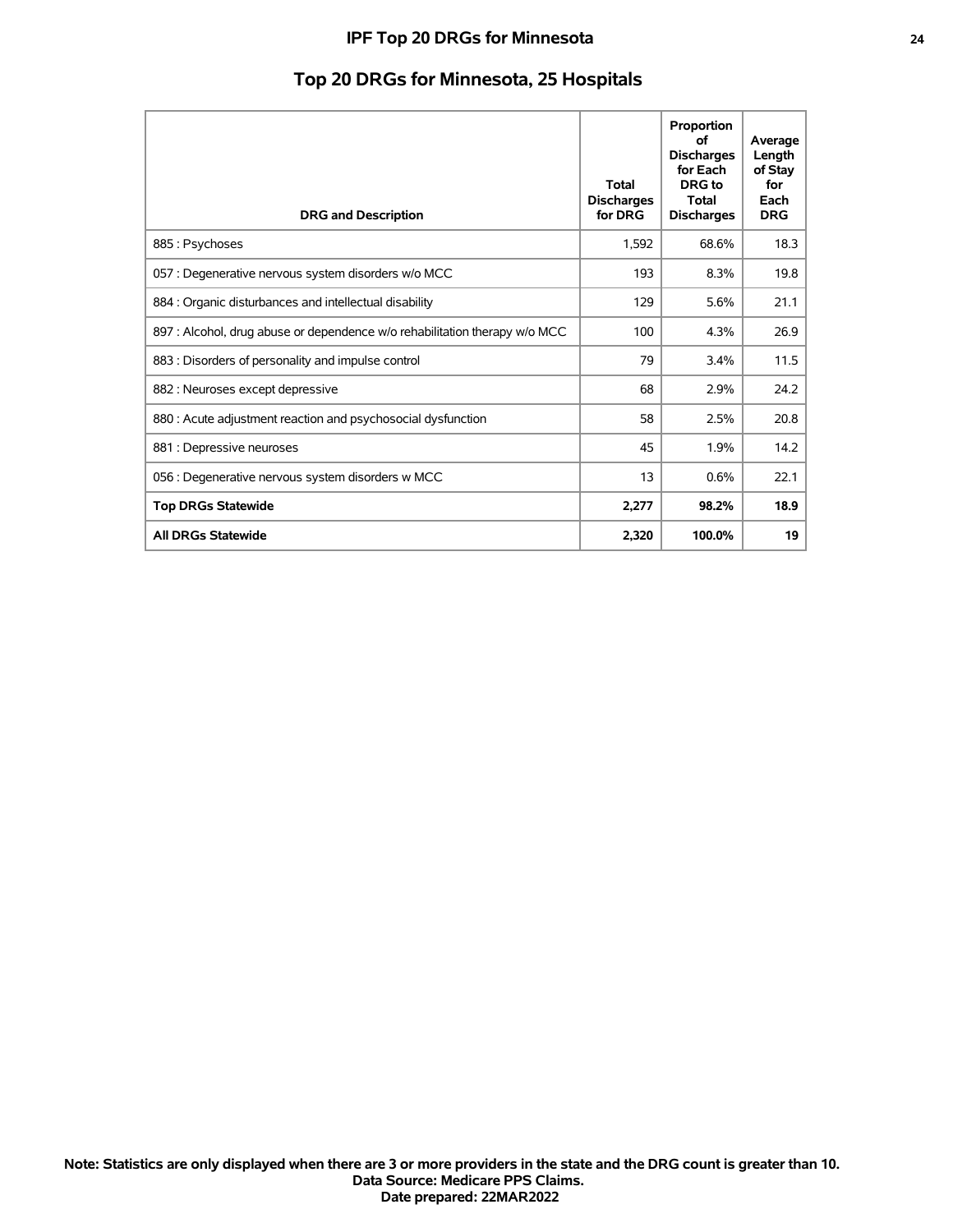## Top 20 DRGs for Minnesota, 25 Hospitals

| DRG and Description | Total Discharges for DRG | Proportion of Discharges for Each DRG to Total Discharges | Average Length of Stay for Each DRG |
|---|---|---|---|
| 885 : Psychoses | 1,592 | 68.6% | 18.3 |
| 057 : Degenerative nervous system disorders w/o MCC | 193 | 8.3% | 19.8 |
| 884 : Organic disturbances and intellectual disability | 129 | 5.6% | 21.1 |
| 897 : Alcohol, drug abuse or dependence w/o rehabilitation therapy w/o MCC | 100 | 4.3% | 26.9 |
| 883 : Disorders of personality and impulse control | 79 | 3.4% | 11.5 |
| 882 : Neuroses except depressive | 68 | 2.9% | 24.2 |
| 880 : Acute adjustment reaction and psychosocial dysfunction | 58 | 2.5% | 20.8 |
| 881 : Depressive neuroses | 45 | 1.9% | 14.2 |
| 056 : Degenerative nervous system disorders w MCC | 13 | 0.6% | 22.1 |
| **Top DRGs Statewide** | **2,277** | **98.2%** | **18.9** |
| **All DRGs Statewide** | **2,320** | **100.0%** | **19** |

**Note: Statistics are only displayed when there are 3 or more providers in the state and the DRG count is greater than 10.**
**Data Source: Medicare PPS Claims.**
**Date prepared: 22MAR2022**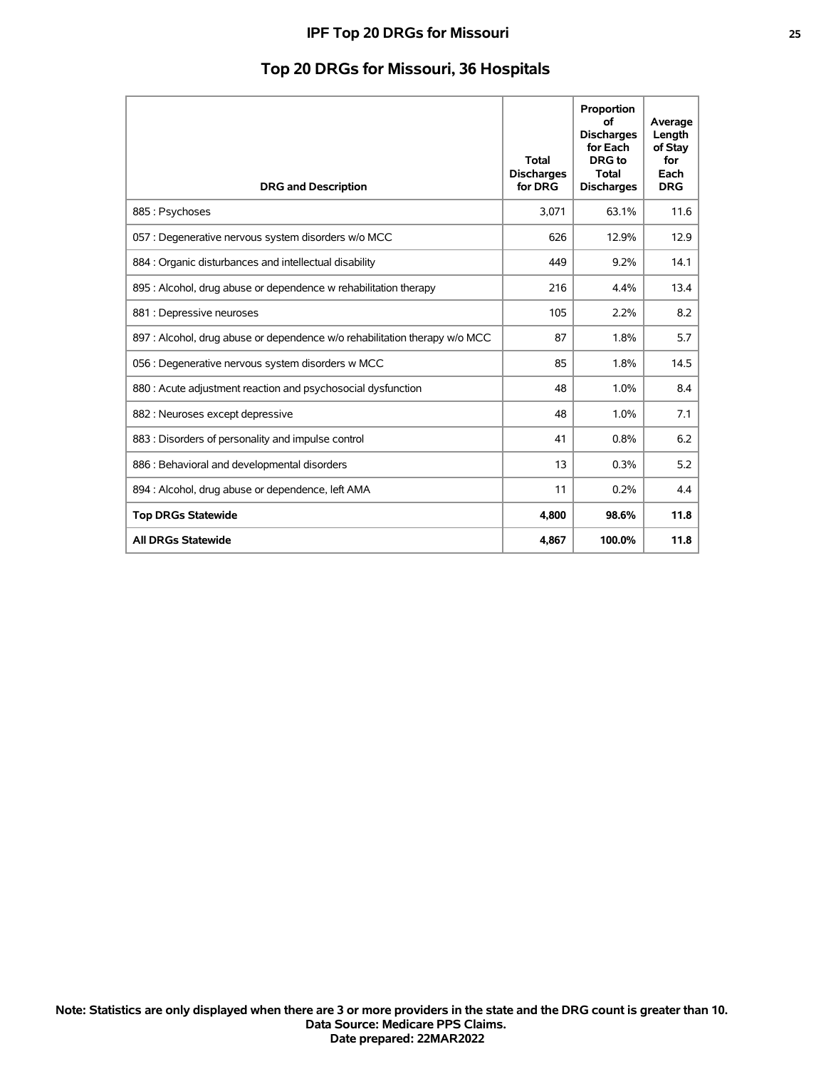# IPF Top 20 DRGs for Missouri

## Top 20 DRGs for Missouri, 36 Hospitals

| DRG and Description | Total Discharges for DRG | Proportion of Discharges for Each DRG to Total Discharges | Average Length of Stay for Each DRG |
|---|---|---|---|
| 885 : Psychoses | 3,071 | 63.1% | 11.6 |
| 057 : Degenerative nervous system disorders w/o MCC | 626 | 12.9% | 12.9 |
| 884 : Organic disturbances and intellectual disability | 449 | 9.2% | 14.1 |
| 895 : Alcohol, drug abuse or dependence w rehabilitation therapy | 216 | 4.4% | 13.4 |
| 881 : Depressive neuroses | 105 | 2.2% | 8.2 |
| 897 : Alcohol, drug abuse or dependence w/o rehabilitation therapy w/o MCC | 87 | 1.8% | 5.7 |
| 056 : Degenerative nervous system disorders w MCC | 85 | 1.8% | 14.5 |
| 880 : Acute adjustment reaction and psychosocial dysfunction | 48 | 1.0% | 8.4 |
| 882 : Neuroses except depressive | 48 | 1.0% | 7.1 |
| 883 : Disorders of personality and impulse control | 41 | 0.8% | 6.2 |
| 886 : Behavioral and developmental disorders | 13 | 0.3% | 5.2 |
| 894 : Alcohol, drug abuse or dependence, left AMA | 11 | 0.2% | 4.4 |
| **Top DRGs Statewide** | **4,800** | **98.6%** | **11.8** |
| **All DRGs Statewide** | **4,867** | **100.0%** | **11.8** |

**Note: Statistics are only displayed when there are 3 or more providers in the state and the DRG count is greater than 10.**
**Data Source: Medicare PPS Claims.**
**Date prepared: 22MAR2022**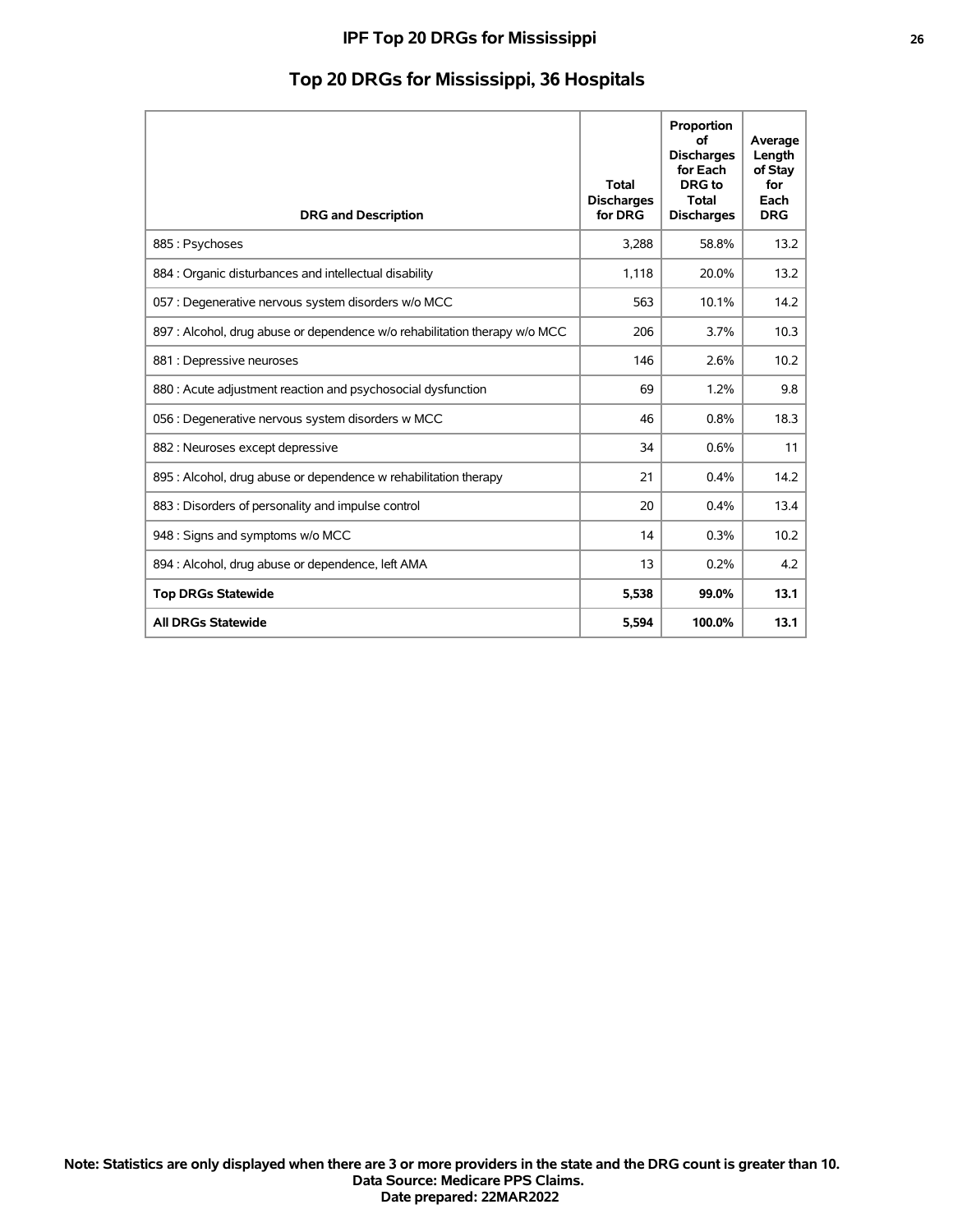## Top 20 DRGs for Mississippi, 36 Hospitals

| DRG and Description | Total Discharges for DRG | Proportion of Discharges for Each DRG to Total Discharges | Average Length of Stay for Each DRG |
|---|---|---|---|
| 885 : Psychoses | 3,288 | 58.8% | 13.2 |
| 884 : Organic disturbances and intellectual disability | 1,118 | 20.0% | 13.2 |
| 057 : Degenerative nervous system disorders w/o MCC | 563 | 10.1% | 14.2 |
| 897 : Alcohol, drug abuse or dependence w/o rehabilitation therapy w/o MCC | 206 | 3.7% | 10.3 |
| 881 : Depressive neuroses | 146 | 2.6% | 10.2 |
| 880 : Acute adjustment reaction and psychosocial dysfunction | 69 | 1.2% | 9.8 |
| 056 : Degenerative nervous system disorders w MCC | 46 | 0.8% | 18.3 |
| 882 : Neuroses except depressive | 34 | 0.6% | 11 |
| 895 : Alcohol, drug abuse or dependence w rehabilitation therapy | 21 | 0.4% | 14.2 |
| 883 : Disorders of personality and impulse control | 20 | 0.4% | 13.4 |
| 948 : Signs and symptoms w/o MCC | 14 | 0.3% | 10.2 |
| 894 : Alcohol, drug abuse or dependence, left AMA | 13 | 0.2% | 4.2 |
| **Top DRGs Statewide** | **5,538** | **99.0%** | **13.1** |
| **All DRGs Statewide** | **5,594** | **100.0%** | **13.1** |

**Note: Statistics are only displayed when there are 3 or more providers in the state and the DRG count is greater than 10.**
**Data Source: Medicare PPS Claims.**
**Date prepared: 22MAR2022**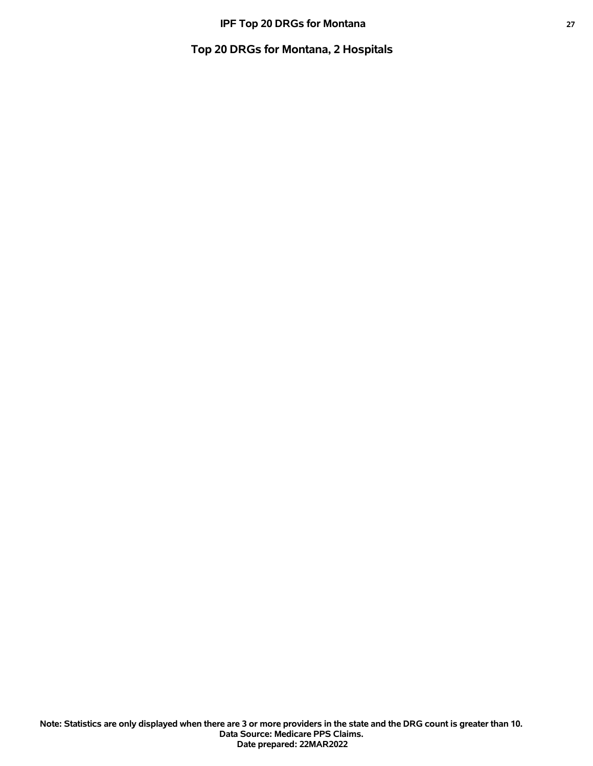## Top 20 DRGs for Montana, 2 Hospitals

**Note: Statistics are only displayed when there are 3 or more providers in the state and the DRG count is greater than 10.**
**Data Source: Medicare PPS Claims.**
**Date prepared: 22MAR2022**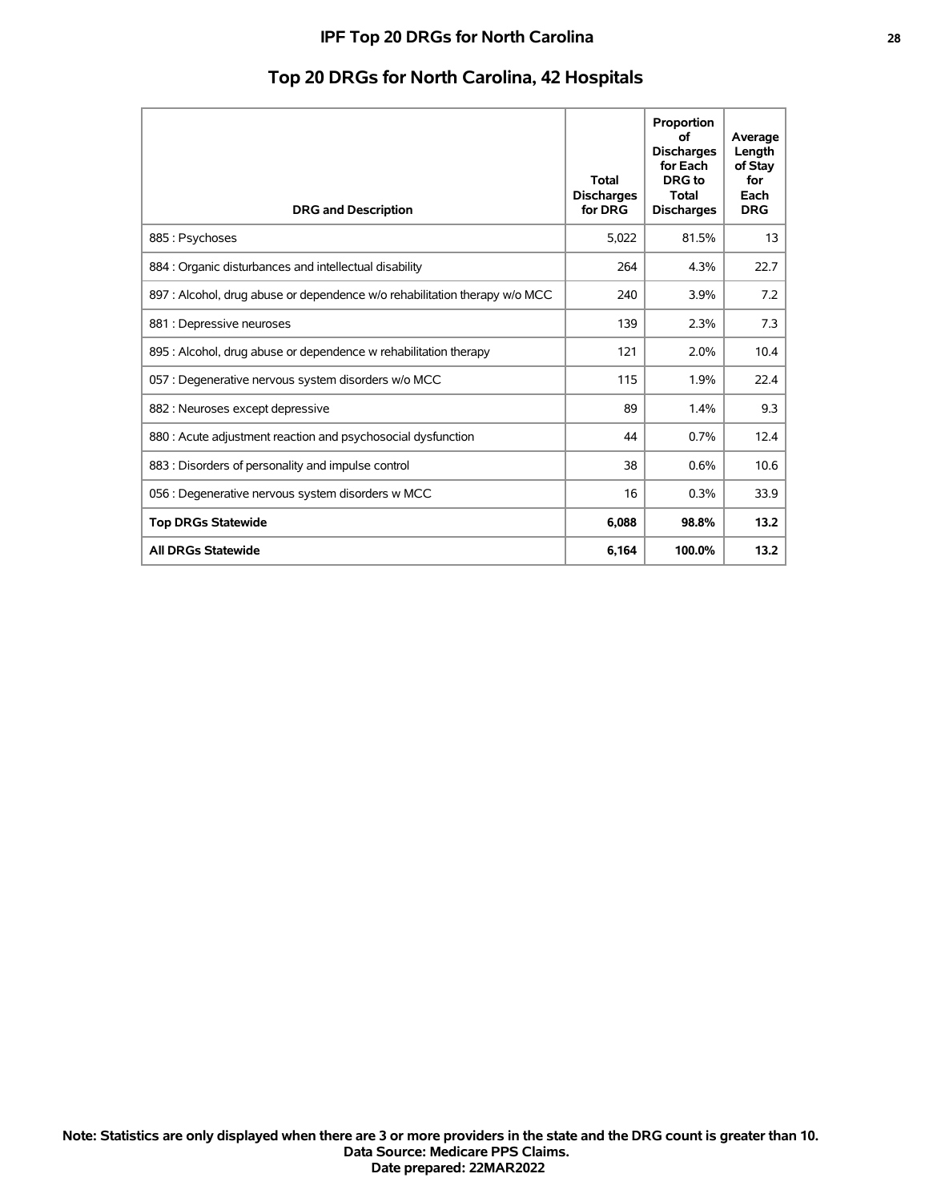# IPF Top 20 DRGs for North Carolina

## Top 20 DRGs for North Carolina, 42 Hospitals

| DRG and Description | Total Discharges for DRG | Proportion of Discharges for Each DRG to Total Discharges | Average Length of Stay for Each DRG |
|---|---|---|---|
| 885 : Psychoses | 5,022 | 81.5% | 13 |
| 884 : Organic disturbances and intellectual disability | 264 | 4.3% | 22.7 |
| 897 : Alcohol, drug abuse or dependence w/o rehabilitation therapy w/o MCC | 240 | 3.9% | 7.2 |
| 881 : Depressive neuroses | 139 | 2.3% | 7.3 |
| 895 : Alcohol, drug abuse or dependence w rehabilitation therapy | 121 | 2.0% | 10.4 |
| 057 : Degenerative nervous system disorders w/o MCC | 115 | 1.9% | 22.4 |
| 882 : Neuroses except depressive | 89 | 1.4% | 9.3 |
| 880 : Acute adjustment reaction and psychosocial dysfunction | 44 | 0.7% | 12.4 |
| 883 : Disorders of personality and impulse control | 38 | 0.6% | 10.6 |
| 056 : Degenerative nervous system disorders w MCC | 16 | 0.3% | 33.9 |
| **Top DRGs Statewide** | **6,088** | **98.8%** | **13.2** |
| **All DRGs Statewide** | **6,164** | **100.0%** | **13.2** |

**Note: Statistics are only displayed when there are 3 or more providers in the state and the DRG count is greater than 10.**
**Data Source: Medicare PPS Claims.**
**Date prepared: 22MAR2022**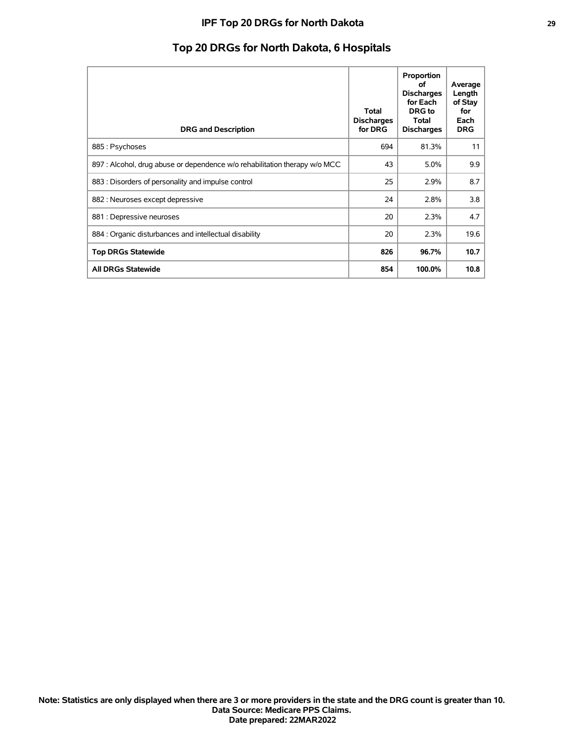# Top 20 DRGs for North Dakota, 6 Hospitals

| DRG and Description | Total Discharges for DRG | Proportion of Discharges for Each DRG to Total Discharges | Average Length of Stay for Each DRG |
|---|---|---|---|
| 885 : Psychoses | 694 | 81.3% | 11 |
| 897 : Alcohol, drug abuse or dependence w/o rehabilitation therapy w/o MCC | 43 | 5.0% | 9.9 |
| 883 : Disorders of personality and impulse control | 25 | 2.9% | 8.7 |
| 882 : Neuroses except depressive | 24 | 2.8% | 3.8 |
| 881 : Depressive neuroses | 20 | 2.3% | 4.7 |
| 884 : Organic disturbances and intellectual disability | 20 | 2.3% | 19.6 |
| **Top DRGs Statewide** | **826** | **96.7%** | **10.7** |
| **All DRGs Statewide** | **854** | **100.0%** | **10.8** |

**Note: Statistics are only displayed when there are 3 or more providers in the state and the DRG count is greater than 10.**
**Data Source: Medicare PPS Claims.**
**Date prepared: 22MAR2022**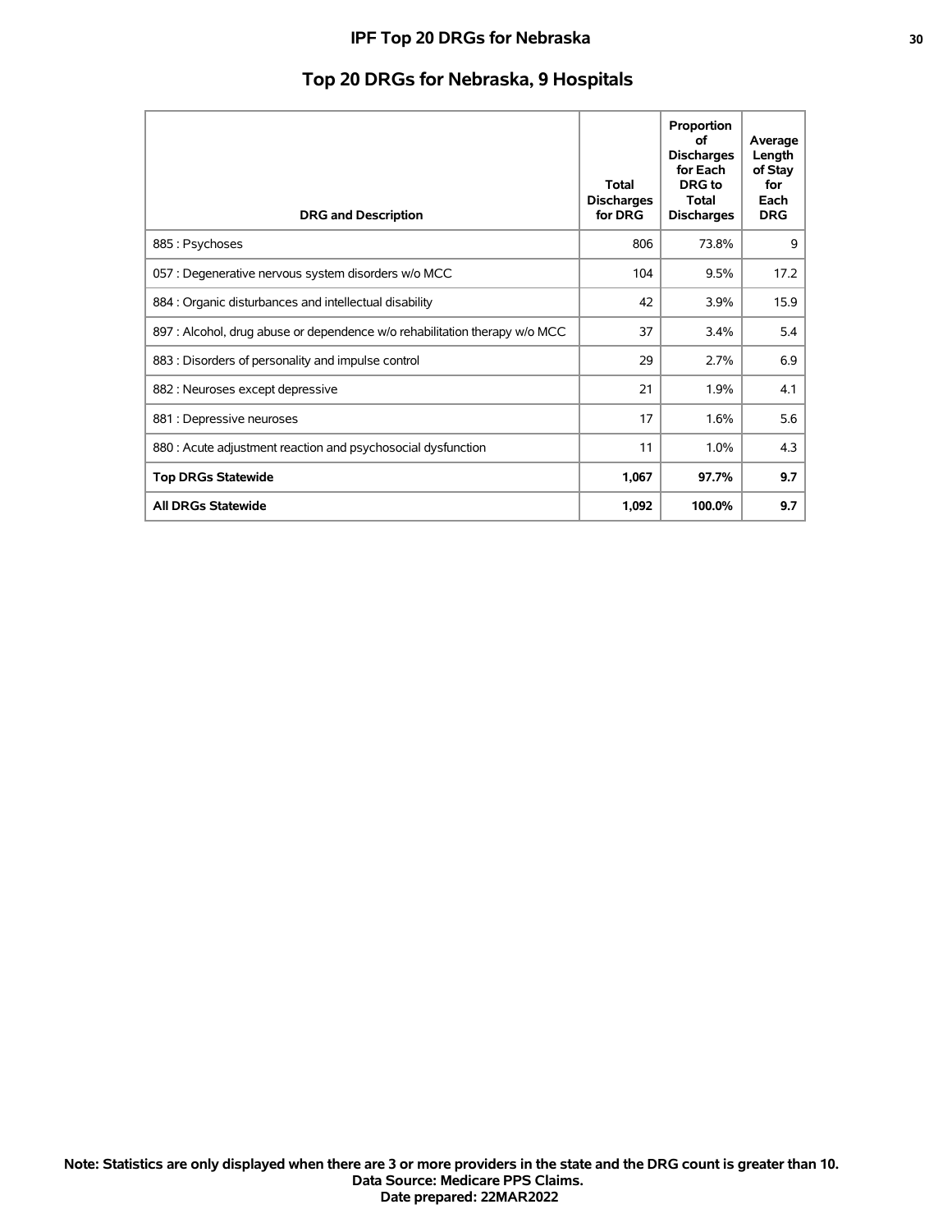# Top 20 DRGs for Nebraska, 9 Hospitals

| DRG and Description | Total Discharges for DRG | Proportion of Discharges for Each DRG to Total Discharges | Average Length of Stay for Each DRG |
|---|---|---|---|
| 885 : Psychoses | 806 | 73.8% | 9 |
| 057 : Degenerative nervous system disorders w/o MCC | 104 | 9.5% | 17.2 |
| 884 : Organic disturbances and intellectual disability | 42 | 3.9% | 15.9 |
| 897 : Alcohol, drug abuse or dependence w/o rehabilitation therapy w/o MCC | 37 | 3.4% | 5.4 |
| 883 : Disorders of personality and impulse control | 29 | 2.7% | 6.9 |
| 882 : Neuroses except depressive | 21 | 1.9% | 4.1 |
| 881 : Depressive neuroses | 17 | 1.6% | 5.6 |
| 880 : Acute adjustment reaction and psychosocial dysfunction | 11 | 1.0% | 4.3 |
| **Top DRGs Statewide** | **1,067** | **97.7%** | **9.7** |
| **All DRGs Statewide** | **1,092** | **100.0%** | **9.7** |

**Note: Statistics are only displayed when there are 3 or more providers in the state and the DRG count is greater than 10.**
**Data Source: Medicare PPS Claims.**
**Date prepared: 22MAR2022**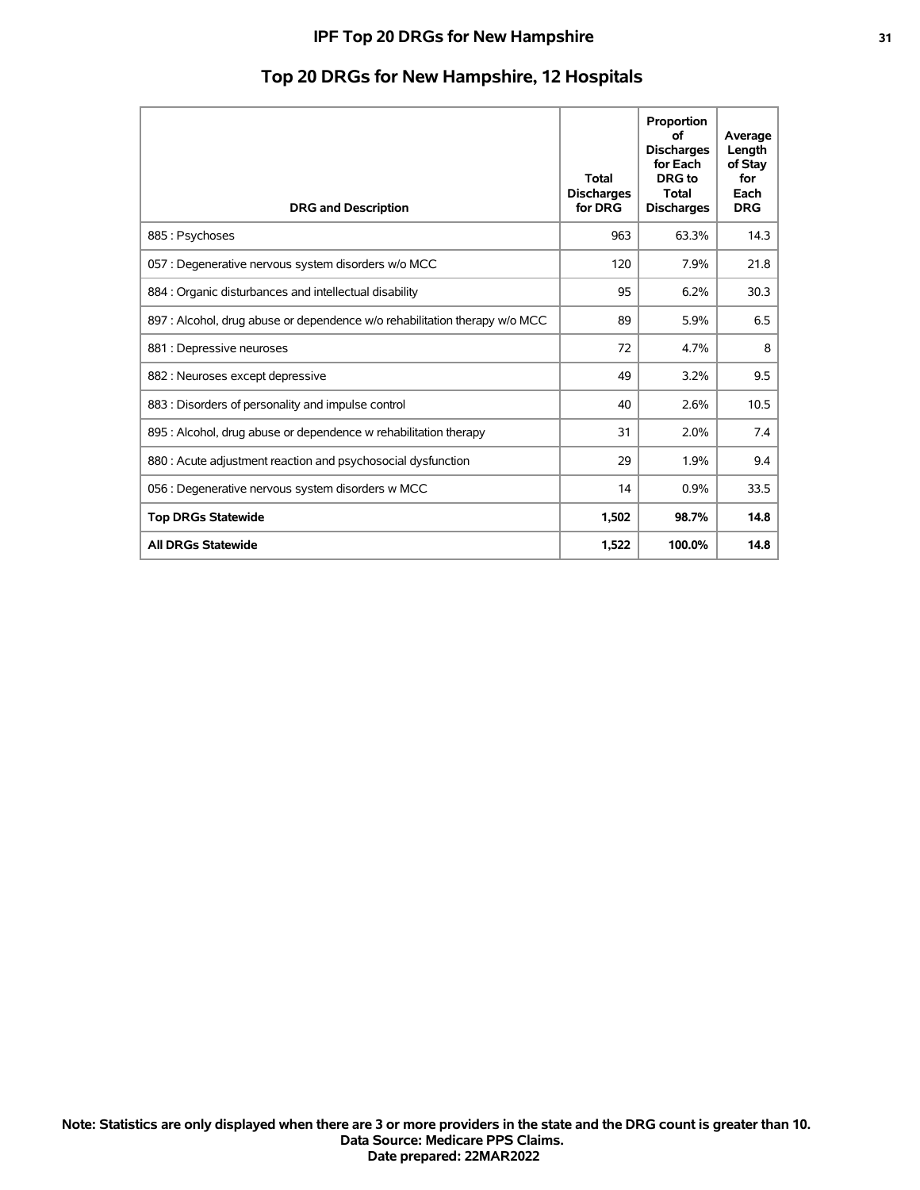# Top 20 DRGs for New Hampshire, 12 Hospitals

| DRG and Description | Total Discharges for DRG | Proportion of Discharges for Each DRG to Total Discharges | Average Length of Stay for Each DRG |
|---|---|---|---|
| 885 : Psychoses | 963 | 63.3% | 14.3 |
| 057 : Degenerative nervous system disorders w/o MCC | 120 | 7.9% | 21.8 |
| 884 : Organic disturbances and intellectual disability | 95 | 6.2% | 30.3 |
| 897 : Alcohol, drug abuse or dependence w/o rehabilitation therapy w/o MCC | 89 | 5.9% | 6.5 |
| 881 : Depressive neuroses | 72 | 4.7% | 8 |
| 882 : Neuroses except depressive | 49 | 3.2% | 9.5 |
| 883 : Disorders of personality and impulse control | 40 | 2.6% | 10.5 |
| 895 : Alcohol, drug abuse or dependence w rehabilitation therapy | 31 | 2.0% | 7.4 |
| 880 : Acute adjustment reaction and psychosocial dysfunction | 29 | 1.9% | 9.4 |
| 056 : Degenerative nervous system disorders w MCC | 14 | 0.9% | 33.5 |
| **Top DRGs Statewide** | **1,502** | **98.7%** | **14.8** |
| **All DRGs Statewide** | **1,522** | **100.0%** | **14.8** |

**Note: Statistics are only displayed when there are 3 or more providers in the state and the DRG count is greater than 10.**
**Data Source: Medicare PPS Claims.**
**Date prepared: 22MAR2022**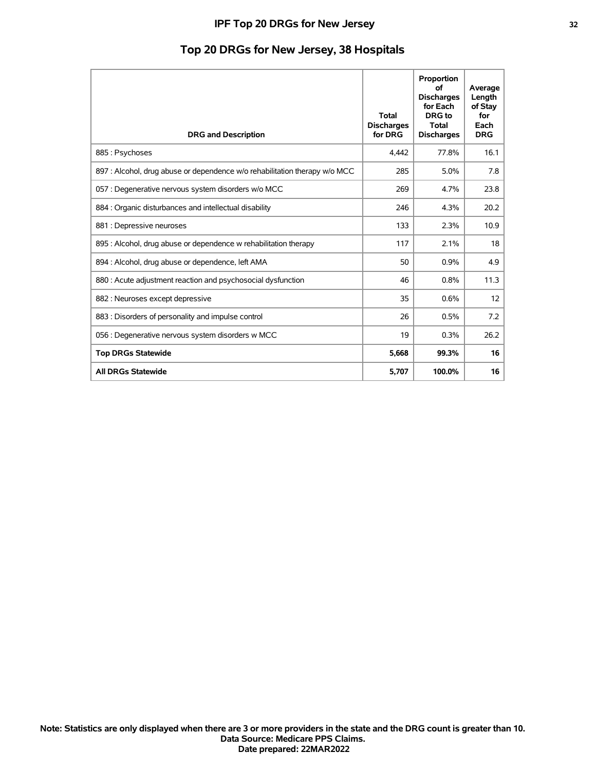# IPF Top 20 DRGs for New Jersey

## Top 20 DRGs for New Jersey, 38 Hospitals

| DRG and Description | Total Discharges for DRG | Proportion of Discharges for Each DRG to Total Discharges | Average Length of Stay for Each DRG |
|---|---|---|---|
| 885 : Psychoses | 4,442 | 77.8% | 16.1 |
| 897 : Alcohol, drug abuse or dependence w/o rehabilitation therapy w/o MCC | 285 | 5.0% | 7.8 |
| 057 : Degenerative nervous system disorders w/o MCC | 269 | 4.7% | 23.8 |
| 884 : Organic disturbances and intellectual disability | 246 | 4.3% | 20.2 |
| 881 : Depressive neuroses | 133 | 2.3% | 10.9 |
| 895 : Alcohol, drug abuse or dependence w rehabilitation therapy | 117 | 2.1% | 18 |
| 894 : Alcohol, drug abuse or dependence, left AMA | 50 | 0.9% | 4.9 |
| 880 : Acute adjustment reaction and psychosocial dysfunction | 46 | 0.8% | 11.3 |
| 882 : Neuroses except depressive | 35 | 0.6% | 12 |
| 883 : Disorders of personality and impulse control | 26 | 0.5% | 7.2 |
| 056 : Degenerative nervous system disorders w MCC | 19 | 0.3% | 26.2 |
| **Top DRGs Statewide** | **5,668** | **99.3%** | **16** |
| **All DRGs Statewide** | **5,707** | **100.0%** | **16** |

**Note: Statistics are only displayed when there are 3 or more providers in the state and the DRG count is greater than 10.**
**Data Source: Medicare PPS Claims.**
**Date prepared: 22MAR2022**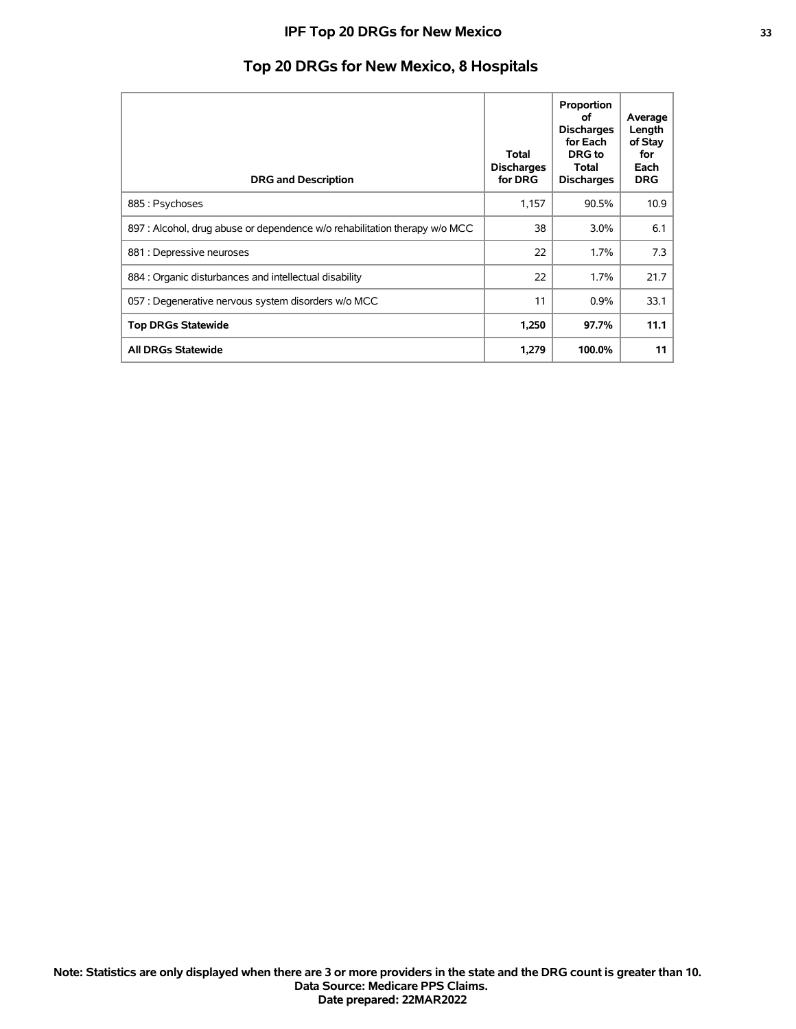# IPF Top 20 DRGs for New Mexico

## Top 20 DRGs for New Mexico, 8 Hospitals

| DRG and Description | Total Discharges for DRG | Proportion of Discharges for Each DRG to Total Discharges | Average Length of Stay for Each DRG |
|---|---|---|---|
| 885 : Psychoses | 1,157 | 90.5% | 10.9 |
| 897 : Alcohol, drug abuse or dependence w/o rehabilitation therapy w/o MCC | 38 | 3.0% | 6.1 |
| 881 : Depressive neuroses | 22 | 1.7% | 7.3 |
| 884 : Organic disturbances and intellectual disability | 22 | 1.7% | 21.7 |
| 057 : Degenerative nervous system disorders w/o MCC | 11 | 0.9% | 33.1 |
| **Top DRGs Statewide** | **1,250** | **97.7%** | **11.1** |
| **All DRGs Statewide** | **1,279** | **100.0%** | **11** |

**Note: Statistics are only displayed when there are 3 or more providers in the state and the DRG count is greater than 10.**
**Data Source: Medicare PPS Claims.**
**Date prepared: 22MAR2022**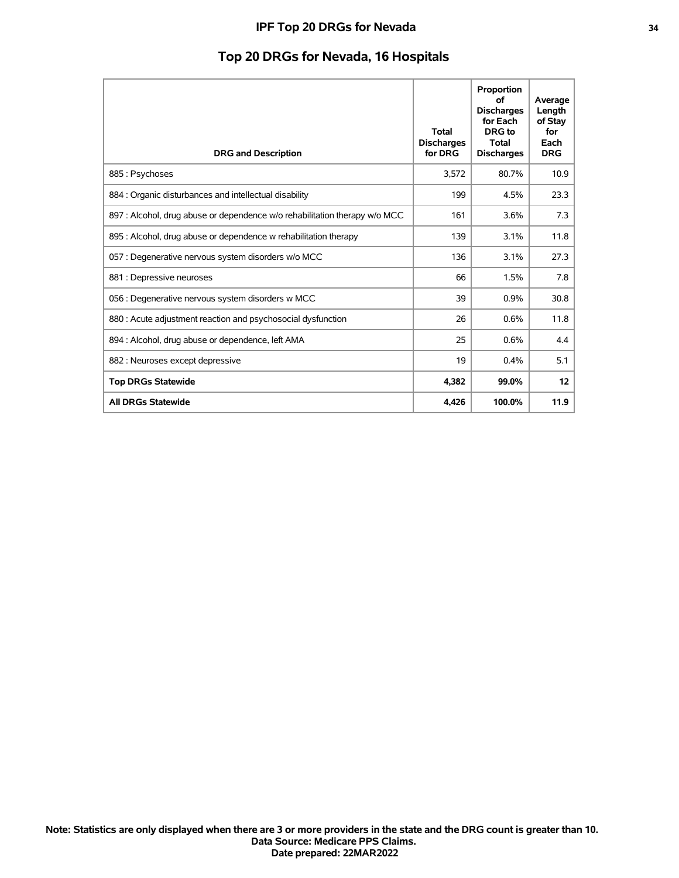# IPF Top 20 DRGs for Nevada

## Top 20 DRGs for Nevada, 16 Hospitals

| DRG and Description | Total Discharges for DRG | Proportion of Discharges for Each DRG to Total Discharges | Average Length of Stay for Each DRG |
|---|---|---|---|
| 885 : Psychoses | 3,572 | 80.7% | 10.9 |
| 884 : Organic disturbances and intellectual disability | 199 | 4.5% | 23.3 |
| 897 : Alcohol, drug abuse or dependence w/o rehabilitation therapy w/o MCC | 161 | 3.6% | 7.3 |
| 895 : Alcohol, drug abuse or dependence w rehabilitation therapy | 139 | 3.1% | 11.8 |
| 057 : Degenerative nervous system disorders w/o MCC | 136 | 3.1% | 27.3 |
| 881 : Depressive neuroses | 66 | 1.5% | 7.8 |
| 056 : Degenerative nervous system disorders w MCC | 39 | 0.9% | 30.8 |
| 880 : Acute adjustment reaction and psychosocial dysfunction | 26 | 0.6% | 11.8 |
| 894 : Alcohol, drug abuse or dependence, left AMA | 25 | 0.6% | 4.4 |
| 882 : Neuroses except depressive | 19 | 0.4% | 5.1 |
| **Top DRGs Statewide** | **4,382** | **99.0%** | **12** |
| **All DRGs Statewide** | **4,426** | **100.0%** | **11.9** |

**Note: Statistics are only displayed when there are 3 or more providers in the state and the DRG count is greater than 10.**
**Data Source: Medicare PPS Claims.**
**Date prepared: 22MAR2022**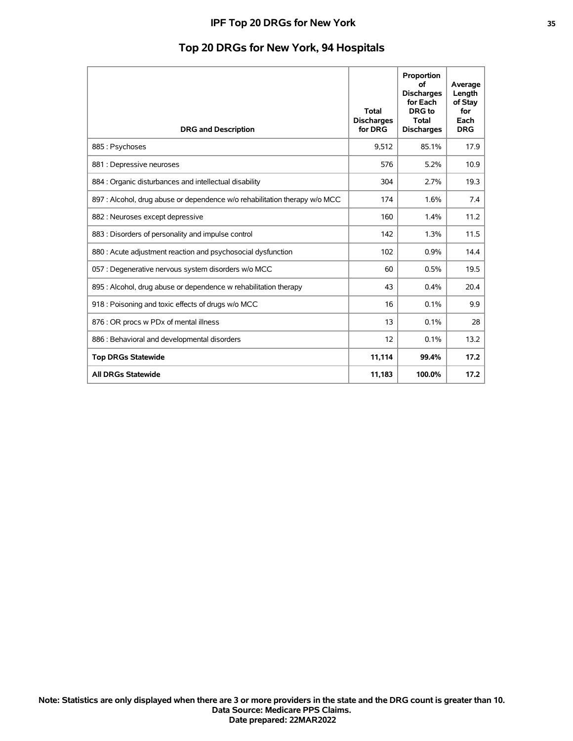## Top 20 DRGs for New York, 94 Hospitals

| DRG and Description | Total Discharges for DRG | Proportion of Discharges for Each DRG to Total Discharges | Average Length of Stay for Each DRG |
|---|---|---|---|
| 885 : Psychoses | 9,512 | 85.1% | 17.9 |
| 881 : Depressive neuroses | 576 | 5.2% | 10.9 |
| 884 : Organic disturbances and intellectual disability | 304 | 2.7% | 19.3 |
| 897 : Alcohol, drug abuse or dependence w/o rehabilitation therapy w/o MCC | 174 | 1.6% | 7.4 |
| 882 : Neuroses except depressive | 160 | 1.4% | 11.2 |
| 883 : Disorders of personality and impulse control | 142 | 1.3% | 11.5 |
| 880 : Acute adjustment reaction and psychosocial dysfunction | 102 | 0.9% | 14.4 |
| 057 : Degenerative nervous system disorders w/o MCC | 60 | 0.5% | 19.5 |
| 895 : Alcohol, drug abuse or dependence w rehabilitation therapy | 43 | 0.4% | 20.4 |
| 918 : Poisoning and toxic effects of drugs w/o MCC | 16 | 0.1% | 9.9 |
| 876 : OR procs w PDx of mental illness | 13 | 0.1% | 28 |
| 886 : Behavioral and developmental disorders | 12 | 0.1% | 13.2 |
| **Top DRGs Statewide** | **11,114** | **99.4%** | **17.2** |
| **All DRGs Statewide** | **11,183** | **100.0%** | **17.2** |

**Note: Statistics are only displayed when there are 3 or more providers in the state and the DRG count is greater than 10.**
**Data Source: Medicare PPS Claims.**
**Date prepared: 22MAR2022**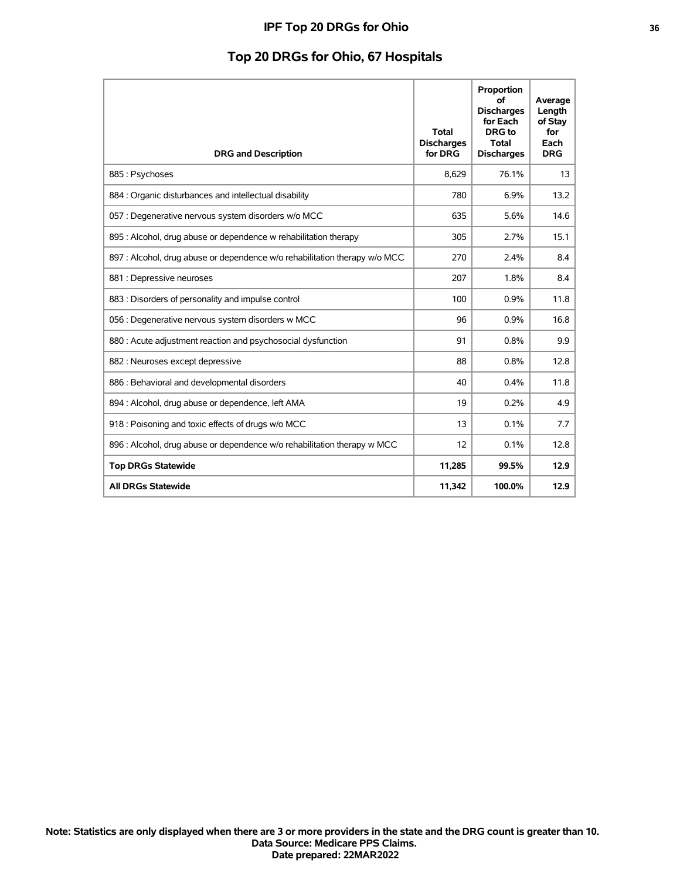# IPF Top 20 DRGs for Ohio

## Top 20 DRGs for Ohio, 67 Hospitals

| DRG and Description | Total Discharges for DRG | Proportion of Discharges for Each DRG to Total Discharges | Average Length of Stay for Each DRG |
|---|---|---|---|
| 885 : Psychoses | 8,629 | 76.1% | 13 |
| 884 : Organic disturbances and intellectual disability | 780 | 6.9% | 13.2 |
| 057 : Degenerative nervous system disorders w/o MCC | 635 | 5.6% | 14.6 |
| 895 : Alcohol, drug abuse or dependence w rehabilitation therapy | 305 | 2.7% | 15.1 |
| 897 : Alcohol, drug abuse or dependence w/o rehabilitation therapy w/o MCC | 270 | 2.4% | 8.4 |
| 881 : Depressive neuroses | 207 | 1.8% | 8.4 |
| 883 : Disorders of personality and impulse control | 100 | 0.9% | 11.8 |
| 056 : Degenerative nervous system disorders w MCC | 96 | 0.9% | 16.8 |
| 880 : Acute adjustment reaction and psychosocial dysfunction | 91 | 0.8% | 9.9 |
| 882 : Neuroses except depressive | 88 | 0.8% | 12.8 |
| 886 : Behavioral and developmental disorders | 40 | 0.4% | 11.8 |
| 894 : Alcohol, drug abuse or dependence, left AMA | 19 | 0.2% | 4.9 |
| 918 : Poisoning and toxic effects of drugs w/o MCC | 13 | 0.1% | 7.7 |
| 896 : Alcohol, drug abuse or dependence w/o rehabilitation therapy w MCC | 12 | 0.1% | 12.8 |
| **Top DRGs Statewide** | **11,285** | **99.5%** | **12.9** |
| **All DRGs Statewide** | **11,342** | **100.0%** | **12.9** |

**Note: Statistics are only displayed when there are 3 or more providers in the state and the DRG count is greater than 10.**
**Data Source: Medicare PPS Claims.**
**Date prepared: 22MAR2022**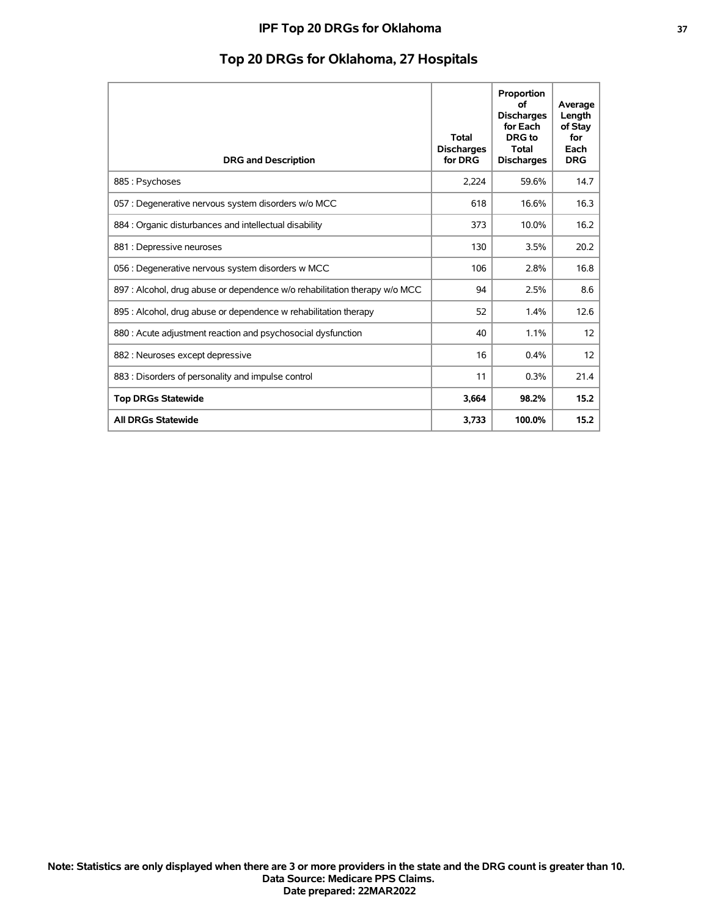## Top 20 DRGs for Oklahoma, 27 Hospitals

| DRG and Description | Total Discharges for DRG | Proportion of Discharges for Each DRG to Total Discharges | Average Length of Stay for Each DRG |
|---|---|---|---|
| 885 : Psychoses | 2,224 | 59.6% | 14.7 |
| 057 : Degenerative nervous system disorders w/o MCC | 618 | 16.6% | 16.3 |
| 884 : Organic disturbances and intellectual disability | 373 | 10.0% | 16.2 |
| 881 : Depressive neuroses | 130 | 3.5% | 20.2 |
| 056 : Degenerative nervous system disorders w MCC | 106 | 2.8% | 16.8 |
| 897 : Alcohol, drug abuse or dependence w/o rehabilitation therapy w/o MCC | 94 | 2.5% | 8.6 |
| 895 : Alcohol, drug abuse or dependence w rehabilitation therapy | 52 | 1.4% | 12.6 |
| 880 : Acute adjustment reaction and psychosocial dysfunction | 40 | 1.1% | 12 |
| 882 : Neuroses except depressive | 16 | 0.4% | 12 |
| 883 : Disorders of personality and impulse control | 11 | 0.3% | 21.4 |
| **Top DRGs Statewide** | **3,664** | **98.2%** | **15.2** |
| **All DRGs Statewide** | **3,733** | **100.0%** | **15.2** |

**Note: Statistics are only displayed when there are 3 or more providers in the state and the DRG count is greater than 10.**
**Data Source: Medicare PPS Claims.**
**Date prepared: 22MAR2022**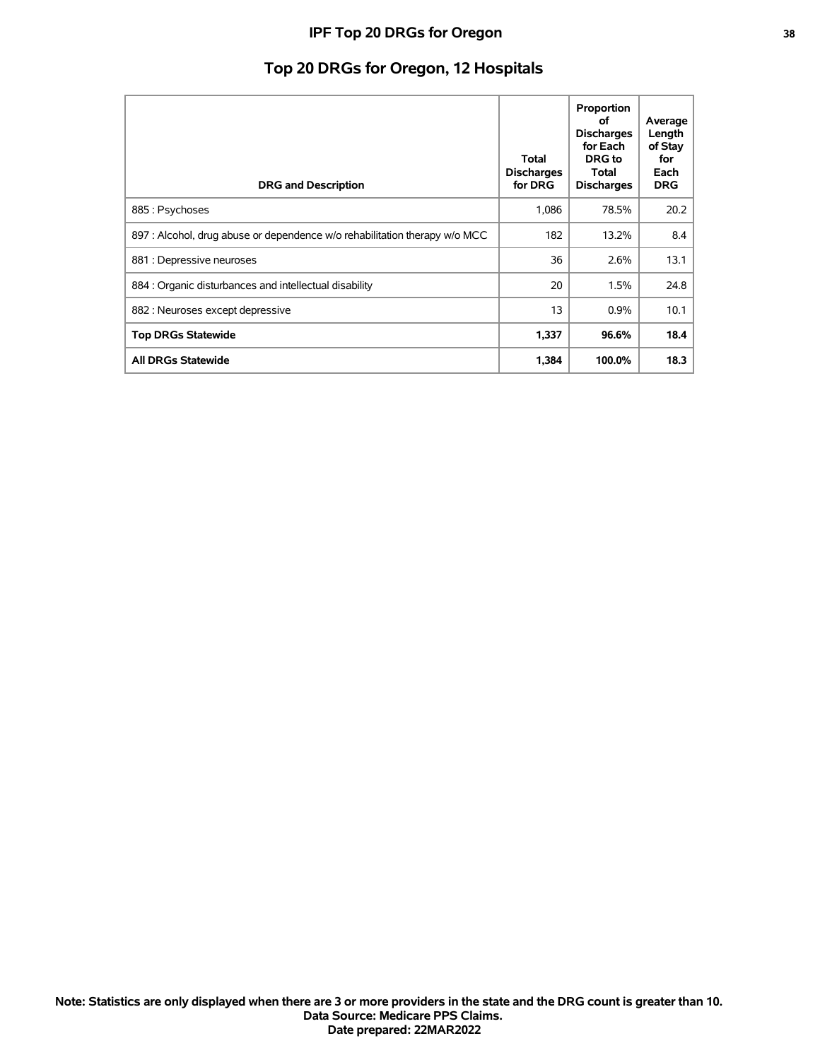# IPF Top 20 DRGs for Oregon

## Top 20 DRGs for Oregon, 12 Hospitals

| DRG and Description | Total Discharges for DRG | Proportion of Discharges for Each DRG to Total Discharges | Average Length of Stay for Each DRG |
|---|---|---|---|
| 885 : Psychoses | 1,086 | 78.5% | 20.2 |
| 897 : Alcohol, drug abuse or dependence w/o rehabilitation therapy w/o MCC | 182 | 13.2% | 8.4 |
| 881 : Depressive neuroses | 36 | 2.6% | 13.1 |
| 884 : Organic disturbances and intellectual disability | 20 | 1.5% | 24.8 |
| 882 : Neuroses except depressive | 13 | 0.9% | 10.1 |
| **Top DRGs Statewide** | **1,337** | **96.6%** | **18.4** |
| **All DRGs Statewide** | **1,384** | **100.0%** | **18.3** |

**Note: Statistics are only displayed when there are 3 or more providers in the state and the DRG count is greater than 10.**
**Data Source: Medicare PPS Claims.**
**Date prepared: 22MAR2022**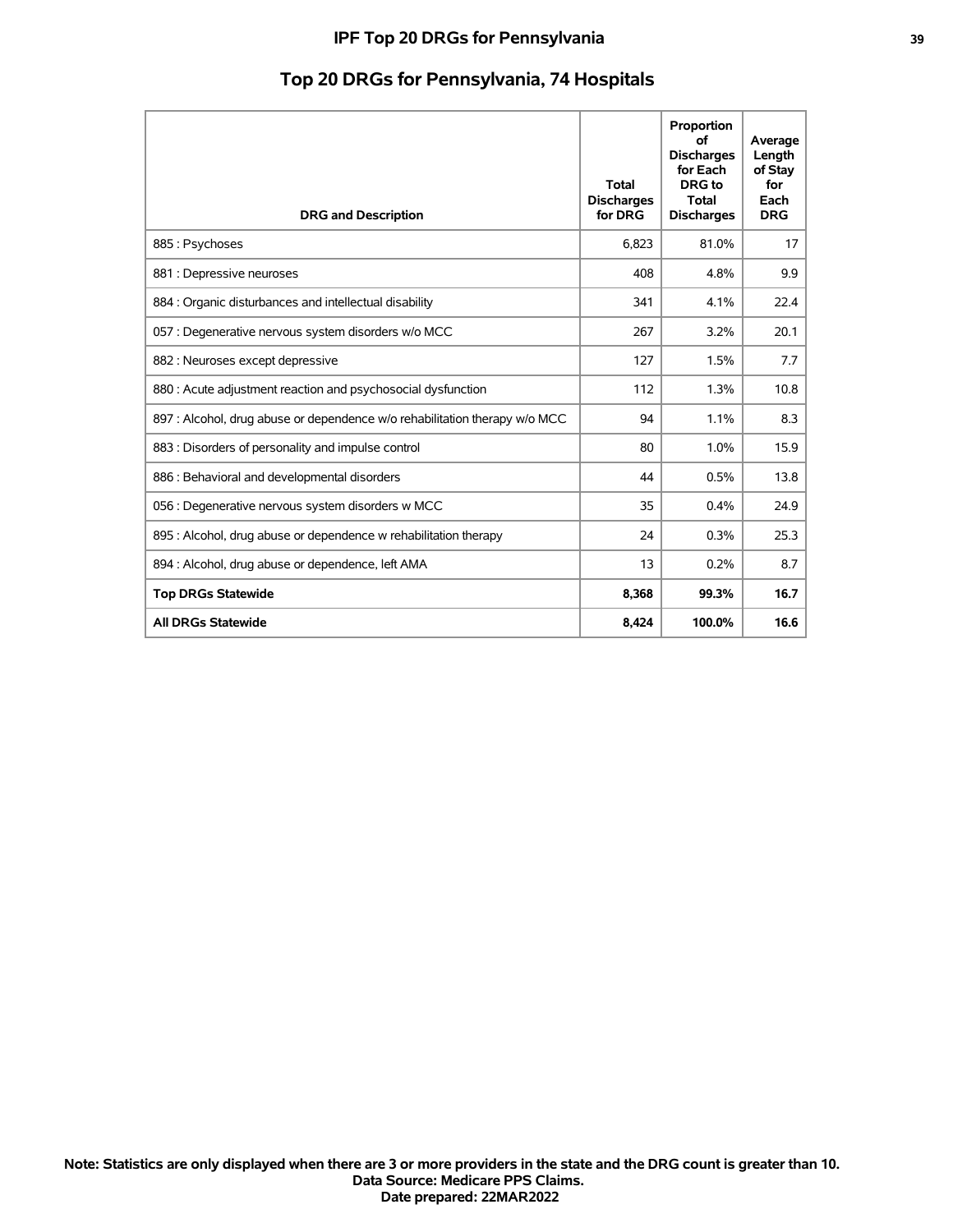# IPF Top 20 DRGs for Pennsylvania

## Top 20 DRGs for Pennsylvania, 74 Hospitals

| DRG and Description | Total Discharges for DRG | Proportion of Discharges for Each DRG to Total Discharges | Average Length of Stay for Each DRG |
|---|---|---|---|
| 885 : Psychoses | 6,823 | 81.0% | 17 |
| 881 : Depressive neuroses | 408 | 4.8% | 9.9 |
| 884 : Organic disturbances and intellectual disability | 341 | 4.1% | 22.4 |
| 057 : Degenerative nervous system disorders w/o MCC | 267 | 3.2% | 20.1 |
| 882 : Neuroses except depressive | 127 | 1.5% | 7.7 |
| 880 : Acute adjustment reaction and psychosocial dysfunction | 112 | 1.3% | 10.8 |
| 897 : Alcohol, drug abuse or dependence w/o rehabilitation therapy w/o MCC | 94 | 1.1% | 8.3 |
| 883 : Disorders of personality and impulse control | 80 | 1.0% | 15.9 |
| 886 : Behavioral and developmental disorders | 44 | 0.5% | 13.8 |
| 056 : Degenerative nervous system disorders w MCC | 35 | 0.4% | 24.9 |
| 895 : Alcohol, drug abuse or dependence w rehabilitation therapy | 24 | 0.3% | 25.3 |
| 894 : Alcohol, drug abuse or dependence, left AMA | 13 | 0.2% | 8.7 |
| **Top DRGs Statewide** | **8,368** | **99.3%** | **16.7** |
| **All DRGs Statewide** | **8,424** | **100.0%** | **16.6** |

**Note: Statistics are only displayed when there are 3 or more providers in the state and the DRG count is greater than 10.**
**Data Source: Medicare PPS Claims.**
**Date prepared: 22MAR2022**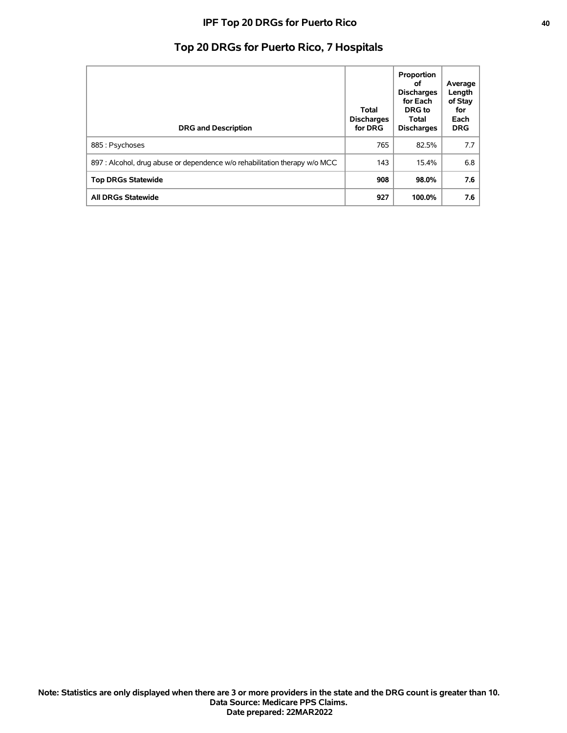# Top 20 DRGs for Puerto Rico, 7 Hospitals

| DRG and Description | Total Discharges for DRG | Proportion of Discharges for Each DRG to Total Discharges | Average Length of Stay for Each DRG |
|---|---|---|---|
| 885 : Psychoses | 765 | 82.5% | 7.7 |
| 897 : Alcohol, drug abuse or dependence w/o rehabilitation therapy w/o MCC | 143 | 15.4% | 6.8 |
| **Top DRGs Statewide** | **908** | **98.0%** | **7.6** |
| **All DRGs Statewide** | **927** | **100.0%** | **7.6** |

**Note: Statistics are only displayed when there are 3 or more providers in the state and the DRG count is greater than 10.**
**Data Source: Medicare PPS Claims.**
**Date prepared: 22MAR2022**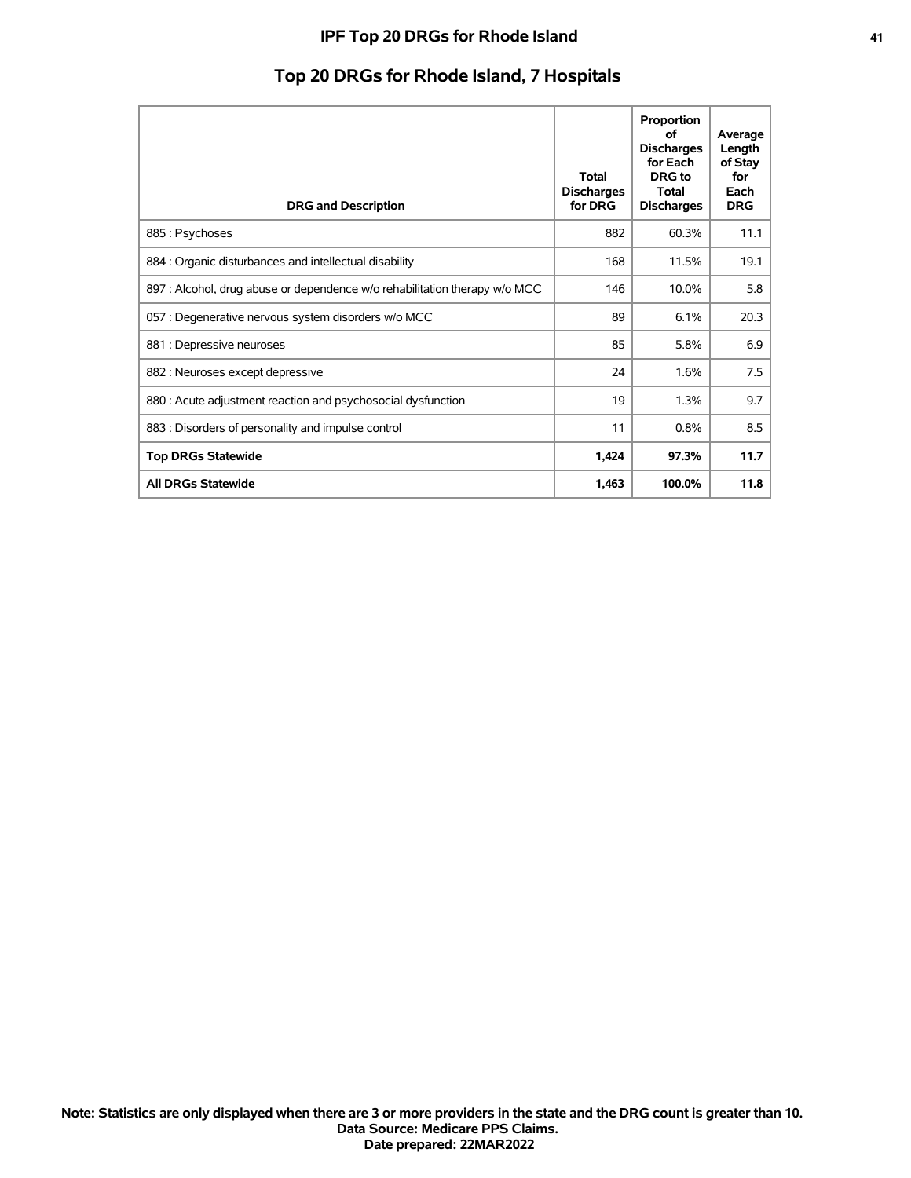## Top 20 DRGs for Rhode Island, 7 Hospitals

| DRG and Description | Total Discharges for DRG | Proportion of Discharges for Each DRG to Total Discharges | Average Length of Stay for Each DRG |
|---|---|---|---|
| 885 : Psychoses | 882 | 60.3% | 11.1 |
| 884 : Organic disturbances and intellectual disability | 168 | 11.5% | 19.1 |
| 897 : Alcohol, drug abuse or dependence w/o rehabilitation therapy w/o MCC | 146 | 10.0% | 5.8 |
| 057 : Degenerative nervous system disorders w/o MCC | 89 | 6.1% | 20.3 |
| 881 : Depressive neuroses | 85 | 5.8% | 6.9 |
| 882 : Neuroses except depressive | 24 | 1.6% | 7.5 |
| 880 : Acute adjustment reaction and psychosocial dysfunction | 19 | 1.3% | 9.7 |
| 883 : Disorders of personality and impulse control | 11 | 0.8% | 8.5 |
| **Top DRGs Statewide** | **1,424** | **97.3%** | **11.7** |
| **All DRGs Statewide** | **1,463** | **100.0%** | **11.8** |

**Note: Statistics are only displayed when there are 3 or more providers in the state and the DRG count is greater than 10.**
**Data Source: Medicare PPS Claims.**
**Date prepared: 22MAR2022**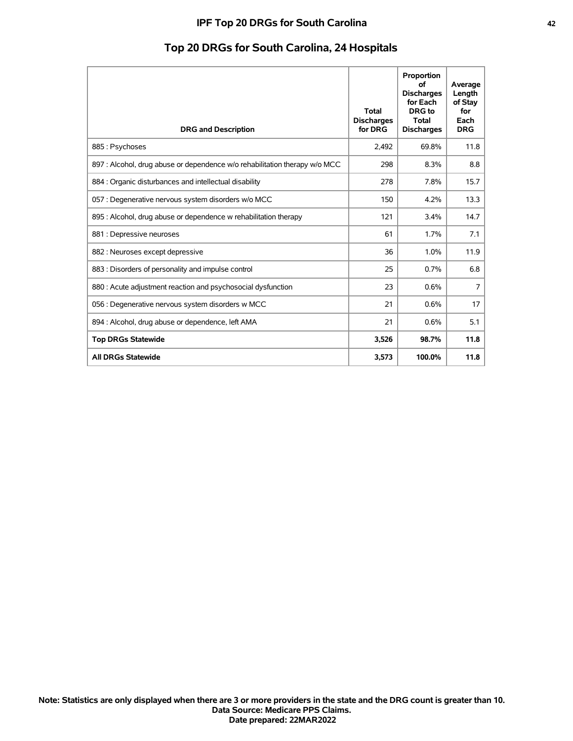# IPF Top 20 DRGs for South Carolina

## Top 20 DRGs for South Carolina, 24 Hospitals

| DRG and Description | Total Discharges for DRG | Proportion of Discharges for Each DRG to Total Discharges | Average Length of Stay for Each DRG |
|---|---|---|---|
| 885 : Psychoses | 2,492 | 69.8% | 11.8 |
| 897 : Alcohol, drug abuse or dependence w/o rehabilitation therapy w/o MCC | 298 | 8.3% | 8.8 |
| 884 : Organic disturbances and intellectual disability | 278 | 7.8% | 15.7 |
| 057 : Degenerative nervous system disorders w/o MCC | 150 | 4.2% | 13.3 |
| 895 : Alcohol, drug abuse or dependence w rehabilitation therapy | 121 | 3.4% | 14.7 |
| 881 : Depressive neuroses | 61 | 1.7% | 7.1 |
| 882 : Neuroses except depressive | 36 | 1.0% | 11.9 |
| 883 : Disorders of personality and impulse control | 25 | 0.7% | 6.8 |
| 880 : Acute adjustment reaction and psychosocial dysfunction | 23 | 0.6% | 7 |
| 056 : Degenerative nervous system disorders w MCC | 21 | 0.6% | 17 |
| 894 : Alcohol, drug abuse or dependence, left AMA | 21 | 0.6% | 5.1 |
| **Top DRGs Statewide** | **3,526** | **98.7%** | **11.8** |
| **All DRGs Statewide** | **3,573** | **100.0%** | **11.8** |

**Note: Statistics are only displayed when there are 3 or more providers in the state and the DRG count is greater than 10.**
**Data Source: Medicare PPS Claims.**
**Date prepared: 22MAR2022**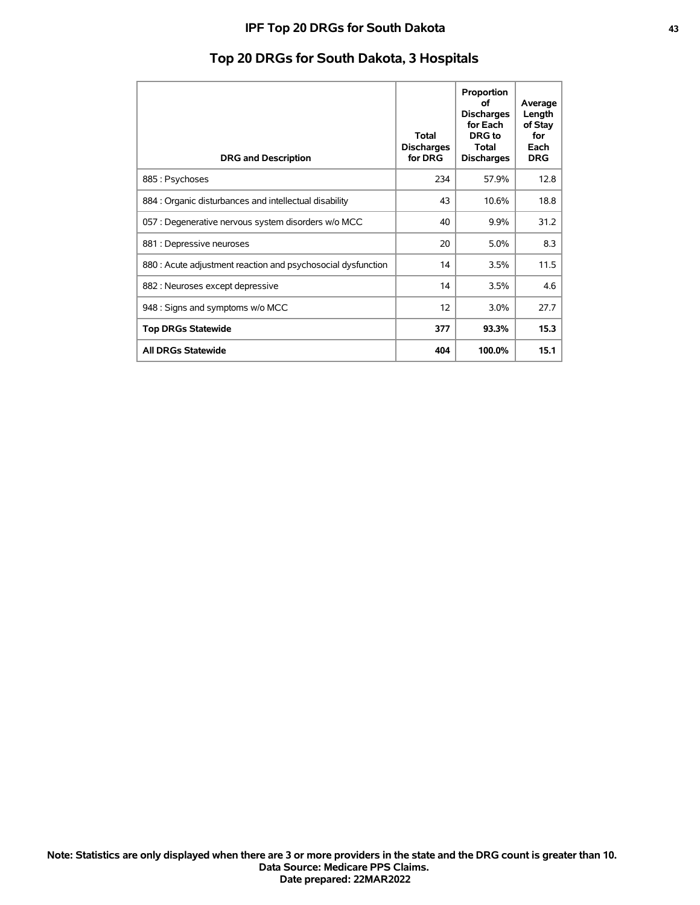## Top 20 DRGs for South Dakota, 3 Hospitals

| DRG and Description | Total Discharges for DRG | Proportion of Discharges for Each DRG to Total Discharges | Average Length of Stay for Each DRG |
|---|---|---|---|
| 885 : Psychoses | 234 | 57.9% | 12.8 |
| 884 : Organic disturbances and intellectual disability | 43 | 10.6% | 18.8 |
| 057 : Degenerative nervous system disorders w/o MCC | 40 | 9.9% | 31.2 |
| 881 : Depressive neuroses | 20 | 5.0% | 8.3 |
| 880 : Acute adjustment reaction and psychosocial dysfunction | 14 | 3.5% | 11.5 |
| 882 : Neuroses except depressive | 14 | 3.5% | 4.6 |
| 948 : Signs and symptoms w/o MCC | 12 | 3.0% | 27.7 |
| **Top DRGs Statewide** | **377** | **93.3%** | **15.3** |
| **All DRGs Statewide** | **404** | **100.0%** | **15.1** |

**Note: Statistics are only displayed when there are 3 or more providers in the state and the DRG count is greater than 10.**
**Data Source: Medicare PPS Claims.**
**Date prepared: 22MAR2022**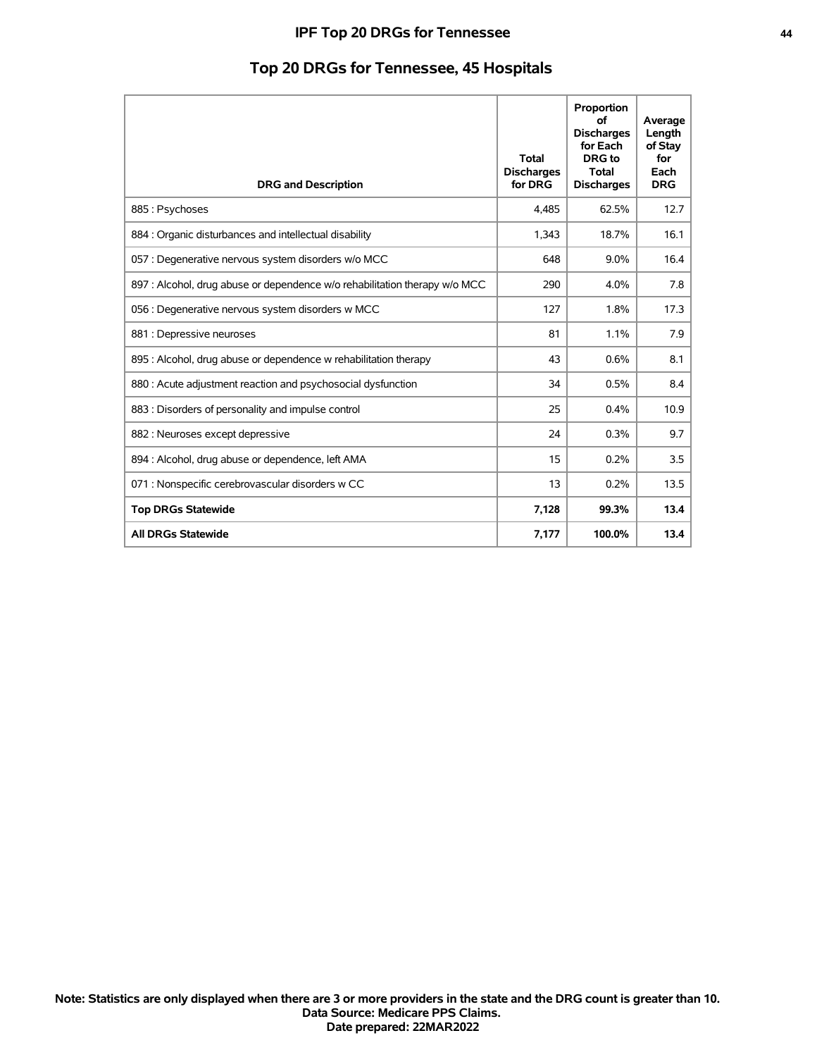# IPF Top 20 DRGs for Tennessee

## Top 20 DRGs for Tennessee, 45 Hospitals

| DRG and Description | Total Discharges for DRG | Proportion of Discharges for Each DRG to Total Discharges | Average Length of Stay for Each DRG |
|---|---|---|---|
| 885 : Psychoses | 4,485 | 62.5% | 12.7 |
| 884 : Organic disturbances and intellectual disability | 1,343 | 18.7% | 16.1 |
| 057 : Degenerative nervous system disorders w/o MCC | 648 | 9.0% | 16.4 |
| 897 : Alcohol, drug abuse or dependence w/o rehabilitation therapy w/o MCC | 290 | 4.0% | 7.8 |
| 056 : Degenerative nervous system disorders w MCC | 127 | 1.8% | 17.3 |
| 881 : Depressive neuroses | 81 | 1.1% | 7.9 |
| 895 : Alcohol, drug abuse or dependence w rehabilitation therapy | 43 | 0.6% | 8.1 |
| 880 : Acute adjustment reaction and psychosocial dysfunction | 34 | 0.5% | 8.4 |
| 883 : Disorders of personality and impulse control | 25 | 0.4% | 10.9 |
| 882 : Neuroses except depressive | 24 | 0.3% | 9.7 |
| 894 : Alcohol, drug abuse or dependence, left AMA | 15 | 0.2% | 3.5 |
| 071 : Nonspecific cerebrovascular disorders w CC | 13 | 0.2% | 13.5 |
| **Top DRGs Statewide** | **7,128** | **99.3%** | **13.4** |
| **All DRGs Statewide** | **7,177** | **100.0%** | **13.4** |

**Note: Statistics are only displayed when there are 3 or more providers in the state and the DRG count is greater than 10.**
**Data Source: Medicare PPS Claims.**
**Date prepared: 22MAR2022**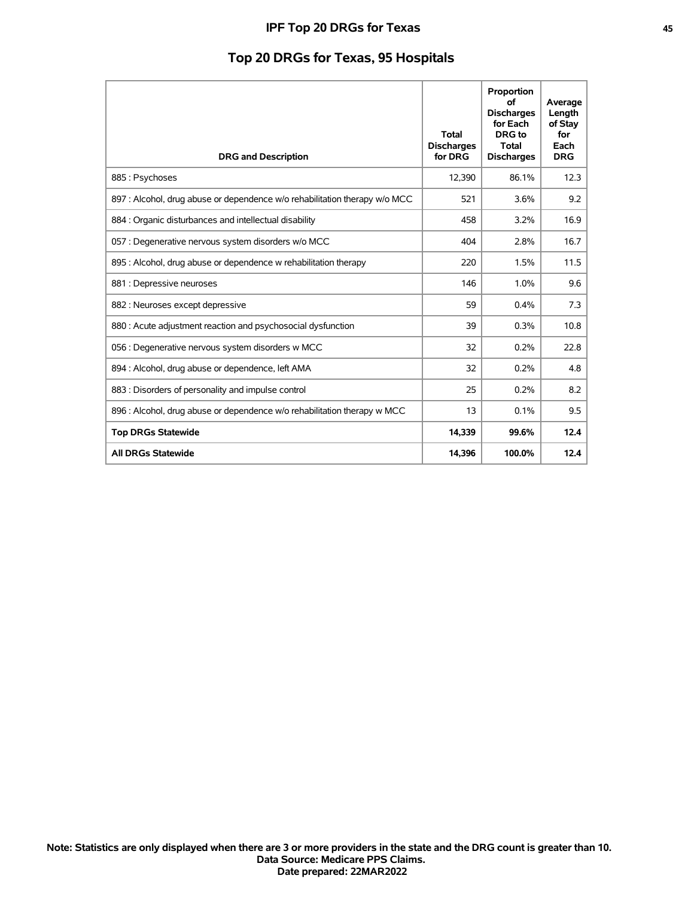# IPF Top 20 DRGs for Texas

## Top 20 DRGs for Texas, 95 Hospitals

| DRG and Description | Total Discharges for DRG | Proportion of Discharges for Each DRG to Total Discharges | Average Length of Stay for Each DRG |
|---|---|---|---|
| 885 : Psychoses | 12,390 | 86.1% | 12.3 |
| 897 : Alcohol, drug abuse or dependence w/o rehabilitation therapy w/o MCC | 521 | 3.6% | 9.2 |
| 884 : Organic disturbances and intellectual disability | 458 | 3.2% | 16.9 |
| 057 : Degenerative nervous system disorders w/o MCC | 404 | 2.8% | 16.7 |
| 895 : Alcohol, drug abuse or dependence w rehabilitation therapy | 220 | 1.5% | 11.5 |
| 881 : Depressive neuroses | 146 | 1.0% | 9.6 |
| 882 : Neuroses except depressive | 59 | 0.4% | 7.3 |
| 880 : Acute adjustment reaction and psychosocial dysfunction | 39 | 0.3% | 10.8 |
| 056 : Degenerative nervous system disorders w MCC | 32 | 0.2% | 22.8 |
| 894 : Alcohol, drug abuse or dependence, left AMA | 32 | 0.2% | 4.8 |
| 883 : Disorders of personality and impulse control | 25 | 0.2% | 8.2 |
| 896 : Alcohol, drug abuse or dependence w/o rehabilitation therapy w MCC | 13 | 0.1% | 9.5 |
| **Top DRGs Statewide** | **14,339** | **99.6%** | **12.4** |
| **All DRGs Statewide** | **14,396** | **100.0%** | **12.4** |

**Note: Statistics are only displayed when there are 3 or more providers in the state and the DRG count is greater than 10.**
**Data Source: Medicare PPS Claims.**
**Date prepared: 22MAR2022**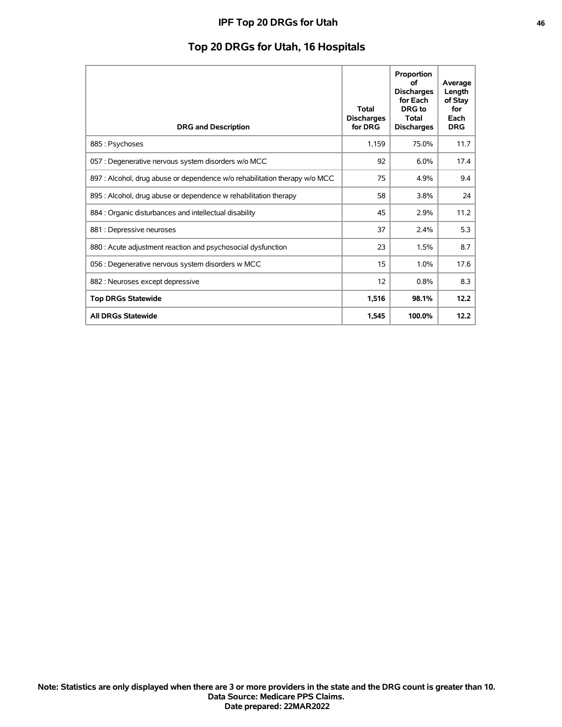## Top 20 DRGs for Utah, 16 Hospitals

| DRG and Description | Total Discharges for DRG | Proportion of Discharges for Each DRG to Total Discharges | Average Length of Stay for Each DRG |
|---|---|---|---|
| 885 : Psychoses | 1,159 | 75.0% | 11.7 |
| 057 : Degenerative nervous system disorders w/o MCC | 92 | 6.0% | 17.4 |
| 897 : Alcohol, drug abuse or dependence w/o rehabilitation therapy w/o MCC | 75 | 4.9% | 9.4 |
| 895 : Alcohol, drug abuse or dependence w rehabilitation therapy | 58 | 3.8% | 24 |
| 884 : Organic disturbances and intellectual disability | 45 | 2.9% | 11.2 |
| 881 : Depressive neuroses | 37 | 2.4% | 5.3 |
| 880 : Acute adjustment reaction and psychosocial dysfunction | 23 | 1.5% | 8.7 |
| 056 : Degenerative nervous system disorders w MCC | 15 | 1.0% | 17.6 |
| 882 : Neuroses except depressive | 12 | 0.8% | 8.3 |
| **Top DRGs Statewide** | **1,516** | **98.1%** | **12.2** |
| **All DRGs Statewide** | **1,545** | **100.0%** | **12.2** |

**Note: Statistics are only displayed when there are 3 or more providers in the state and the DRG count is greater than 10.**
**Data Source: Medicare PPS Claims.**
**Date prepared: 22MAR2022**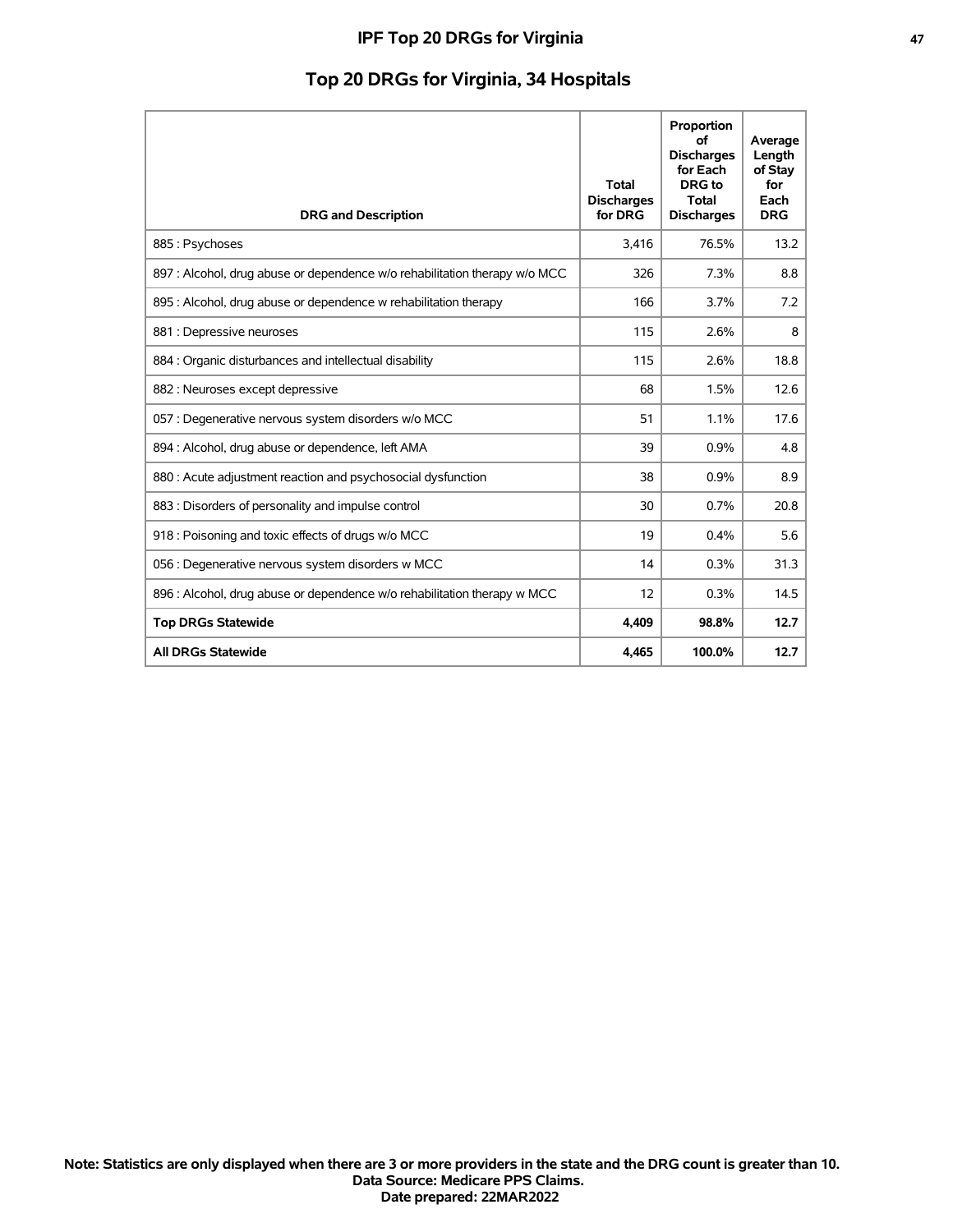## Top 20 DRGs for Virginia, 34 Hospitals

| DRG and Description | Total Discharges for DRG | Proportion of Discharges for Each DRG to Total Discharges | Average Length of Stay for Each DRG |
|---|---|---|---|
| 885 : Psychoses | 3,416 | 76.5% | 13.2 |
| 897 : Alcohol, drug abuse or dependence w/o rehabilitation therapy w/o MCC | 326 | 7.3% | 8.8 |
| 895 : Alcohol, drug abuse or dependence w rehabilitation therapy | 166 | 3.7% | 7.2 |
| 881 : Depressive neuroses | 115 | 2.6% | 8 |
| 884 : Organic disturbances and intellectual disability | 115 | 2.6% | 18.8 |
| 882 : Neuroses except depressive | 68 | 1.5% | 12.6 |
| 057 : Degenerative nervous system disorders w/o MCC | 51 | 1.1% | 17.6 |
| 894 : Alcohol, drug abuse or dependence, left AMA | 39 | 0.9% | 4.8 |
| 880 : Acute adjustment reaction and psychosocial dysfunction | 38 | 0.9% | 8.9 |
| 883 : Disorders of personality and impulse control | 30 | 0.7% | 20.8 |
| 918 : Poisoning and toxic effects of drugs w/o MCC | 19 | 0.4% | 5.6 |
| 056 : Degenerative nervous system disorders w MCC | 14 | 0.3% | 31.3 |
| 896 : Alcohol, drug abuse or dependence w/o rehabilitation therapy w MCC | 12 | 0.3% | 14.5 |
| **Top DRGs Statewide** | **4,409** | **98.8%** | **12.7** |
| **All DRGs Statewide** | **4,465** | **100.0%** | **12.7** |

**Note: Statistics are only displayed when there are 3 or more providers in the state and the DRG count is greater than 10.**
**Data Source: Medicare PPS Claims.**
**Date prepared: 22MAR2022**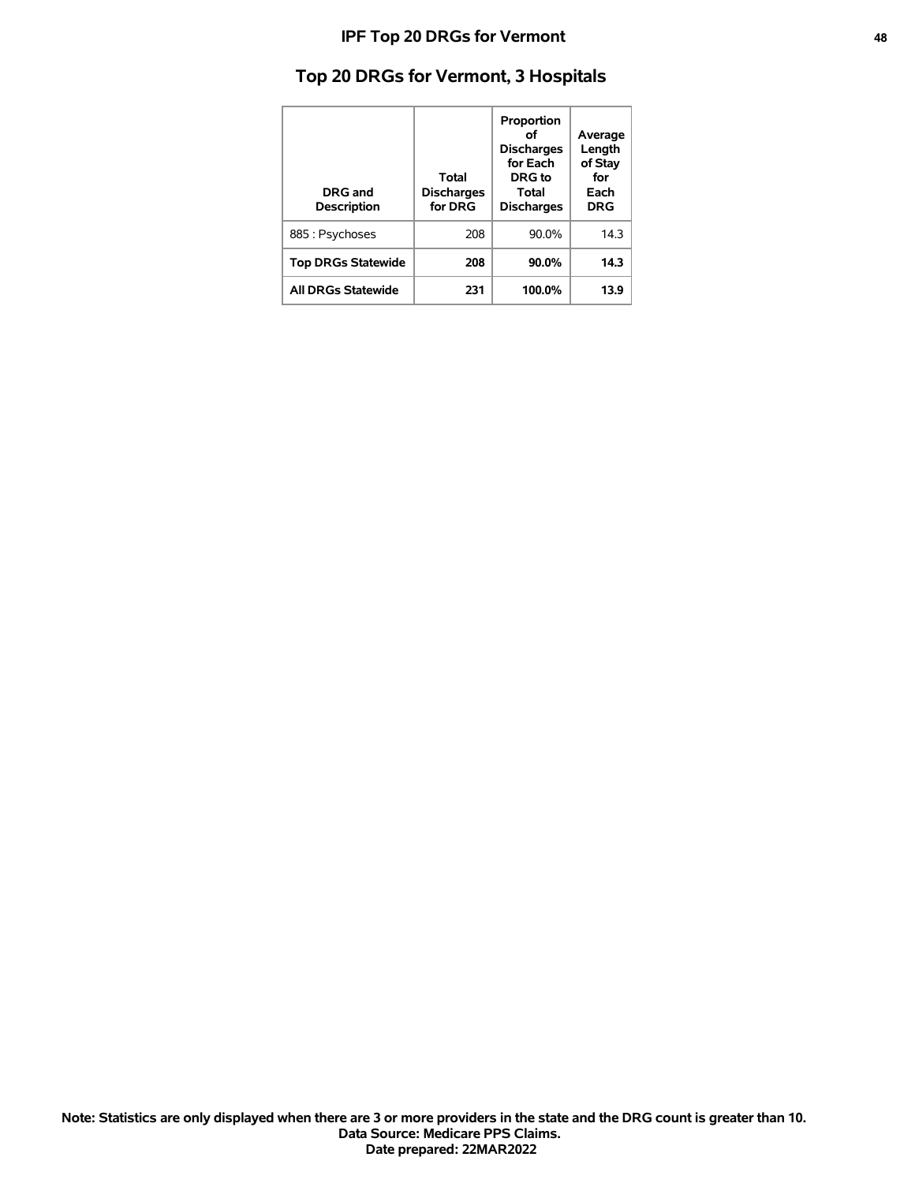## Top 20 DRGs for Vermont, 3 Hospitals

| DRG and Description | Total Discharges for DRG | Proportion of Discharges for Each DRG to Total Discharges | Average Length of Stay for Each DRG |
|---|---|---|---|
| 885 : Psychoses | 208 | 90.0% | 14.3 |
| **Top DRGs Statewide** | **208** | **90.0%** | **14.3** |
| **All DRGs Statewide** | **231** | **100.0%** | **13.9** |

**Note: Statistics are only displayed when there are 3 or more providers in the state and the DRG count is greater than 10.**
**Data Source: Medicare PPS Claims.**
**Date prepared: 22MAR2022**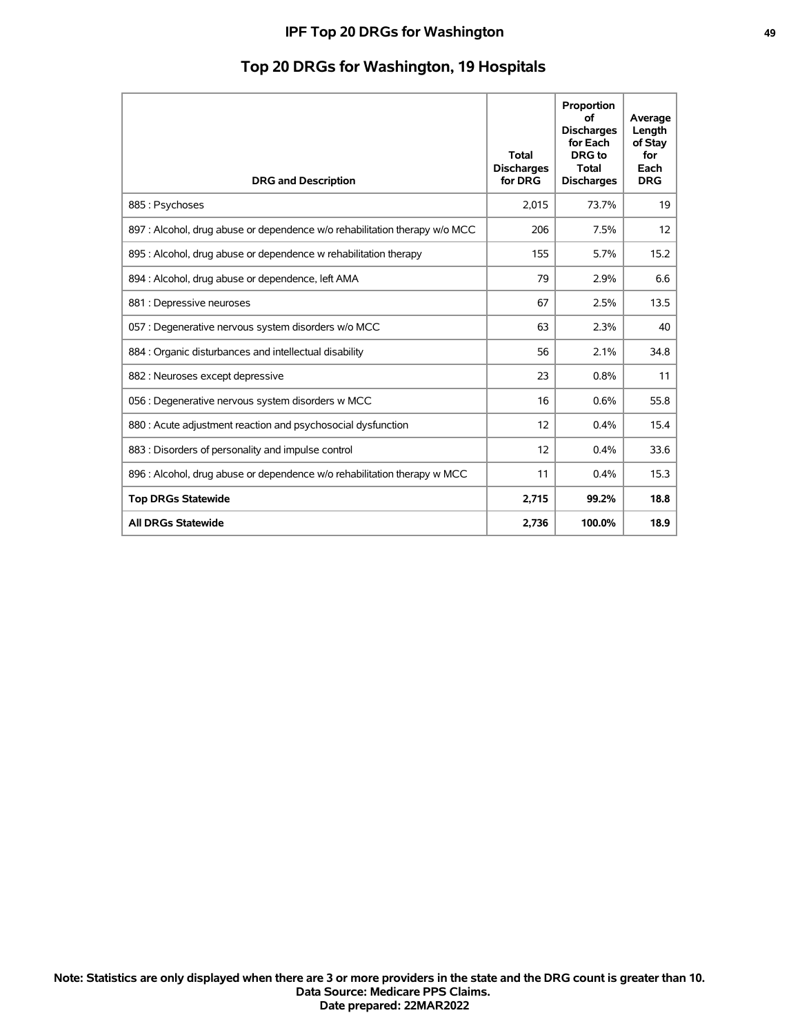## Top 20 DRGs for Washington, 19 Hospitals

| DRG and Description | Total Discharges for DRG | Proportion of Discharges for Each DRG to Total Discharges | Average Length of Stay for Each DRG |
|---|---|---|---|
| 885 : Psychoses | 2,015 | 73.7% | 19 |
| 897 : Alcohol, drug abuse or dependence w/o rehabilitation therapy w/o MCC | 206 | 7.5% | 12 |
| 895 : Alcohol, drug abuse or dependence w rehabilitation therapy | 155 | 5.7% | 15.2 |
| 894 : Alcohol, drug abuse or dependence, left AMA | 79 | 2.9% | 6.6 |
| 881 : Depressive neuroses | 67 | 2.5% | 13.5 |
| 057 : Degenerative nervous system disorders w/o MCC | 63 | 2.3% | 40 |
| 884 : Organic disturbances and intellectual disability | 56 | 2.1% | 34.8 |
| 882 : Neuroses except depressive | 23 | 0.8% | 11 |
| 056 : Degenerative nervous system disorders w MCC | 16 | 0.6% | 55.8 |
| 880 : Acute adjustment reaction and psychosocial dysfunction | 12 | 0.4% | 15.4 |
| 883 : Disorders of personality and impulse control | 12 | 0.4% | 33.6 |
| 896 : Alcohol, drug abuse or dependence w/o rehabilitation therapy w MCC | 11 | 0.4% | 15.3 |
| **Top DRGs Statewide** | **2,715** | **99.2%** | **18.8** |
| **All DRGs Statewide** | **2,736** | **100.0%** | **18.9** |

**Note: Statistics are only displayed when there are 3 or more providers in the state and the DRG count is greater than 10.**
**Data Source: Medicare PPS Claims.**
**Date prepared: 22MAR2022**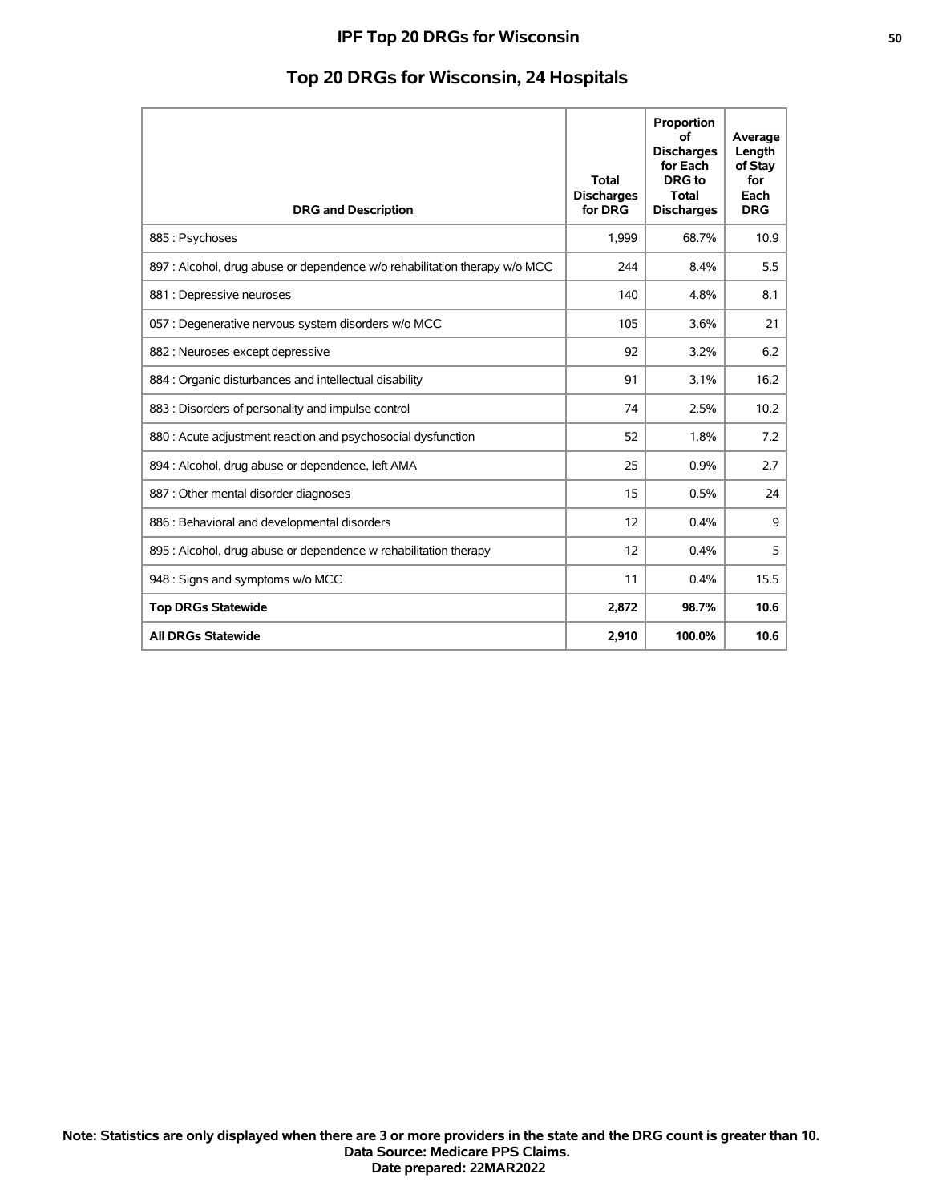# IPF Top 20 DRGs for Wisconsin

## Top 20 DRGs for Wisconsin, 24 Hospitals

| DRG and Description | Total Discharges for DRG | Proportion of Discharges for Each DRG to Total Discharges | Average Length of Stay for Each DRG |
|---|---|---|---|
| 885 : Psychoses | 1,999 | 68.7% | 10.9 |
| 897 : Alcohol, drug abuse or dependence w/o rehabilitation therapy w/o MCC | 244 | 8.4% | 5.5 |
| 881 : Depressive neuroses | 140 | 4.8% | 8.1 |
| 057 : Degenerative nervous system disorders w/o MCC | 105 | 3.6% | 21 |
| 882 : Neuroses except depressive | 92 | 3.2% | 6.2 |
| 884 : Organic disturbances and intellectual disability | 91 | 3.1% | 16.2 |
| 883 : Disorders of personality and impulse control | 74 | 2.5% | 10.2 |
| 880 : Acute adjustment reaction and psychosocial dysfunction | 52 | 1.8% | 7.2 |
| 894 : Alcohol, drug abuse or dependence, left AMA | 25 | 0.9% | 2.7 |
| 887 : Other mental disorder diagnoses | 15 | 0.5% | 24 |
| 886 : Behavioral and developmental disorders | 12 | 0.4% | 9 |
| 895 : Alcohol, drug abuse or dependence w rehabilitation therapy | 12 | 0.4% | 5 |
| 948 : Signs and symptoms w/o MCC | 11 | 0.4% | 15.5 |
| **Top DRGs Statewide** | **2,872** | **98.7%** | **10.6** |
| **All DRGs Statewide** | **2,910** | **100.0%** | **10.6** |

**Note: Statistics are only displayed when there are 3 or more providers in the state and the DRG count is greater than 10.**
**Data Source: Medicare PPS Claims.**
**Date prepared: 22MAR2022**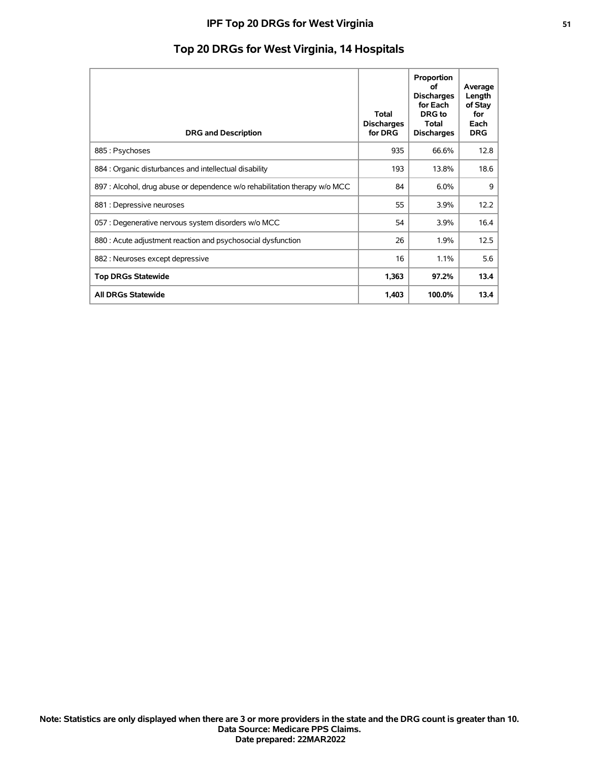## Top 20 DRGs for West Virginia, 14 Hospitals

| DRG and Description | Total Discharges for DRG | Proportion of Discharges for Each DRG to Total Discharges | Average Length of Stay for Each DRG |
|---|---|---|---|
| 885 : Psychoses | 935 | 66.6% | 12.8 |
| 884 : Organic disturbances and intellectual disability | 193 | 13.8% | 18.6 |
| 897 : Alcohol, drug abuse or dependence w/o rehabilitation therapy w/o MCC | 84 | 6.0% | 9 |
| 881 : Depressive neuroses | 55 | 3.9% | 12.2 |
| 057 : Degenerative nervous system disorders w/o MCC | 54 | 3.9% | 16.4 |
| 880 : Acute adjustment reaction and psychosocial dysfunction | 26 | 1.9% | 12.5 |
| 882 : Neuroses except depressive | 16 | 1.1% | 5.6 |
| **Top DRGs Statewide** | **1,363** | **97.2%** | **13.4** |
| **All DRGs Statewide** | **1,403** | **100.0%** | **13.4** |

**Note: Statistics are only displayed when there are 3 or more providers in the state and the DRG count is greater than 10.**
**Data Source: Medicare PPS Claims.**
**Date prepared: 22MAR2022**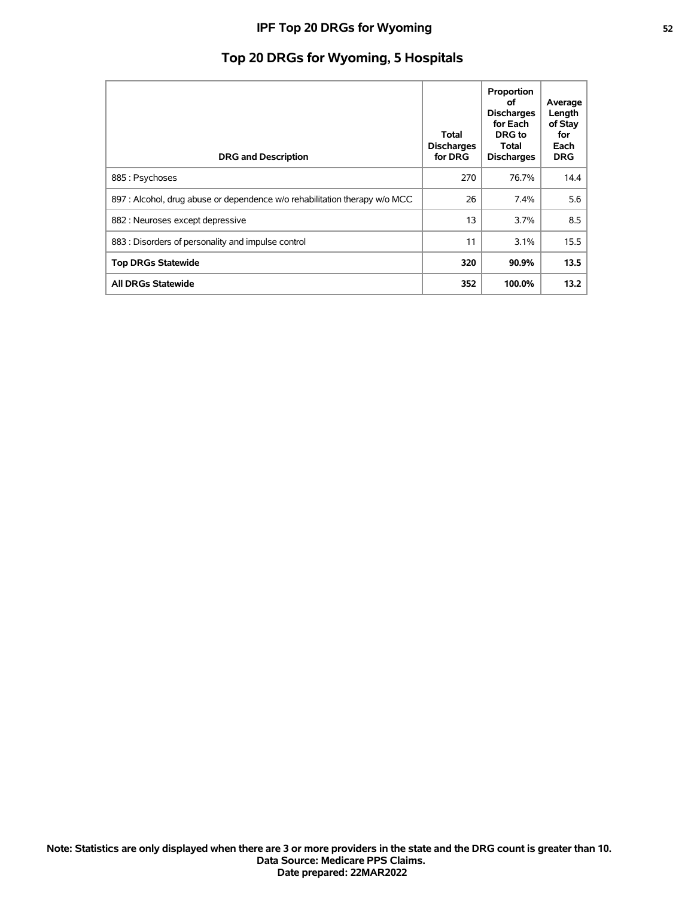# Top 20 DRGs for Wyoming, 5 Hospitals

| DRG and Description | Total Discharges for DRG | Proportion of Discharges for Each DRG to Total Discharges | Average Length of Stay for Each DRG |
|---|---|---|---|
| 885 : Psychoses | 270 | 76.7% | 14.4 |
| 897 : Alcohol, drug abuse or dependence w/o rehabilitation therapy w/o MCC | 26 | 7.4% | 5.6 |
| 882 : Neuroses except depressive | 13 | 3.7% | 8.5 |
| 883 : Disorders of personality and impulse control | 11 | 3.1% | 15.5 |
| **Top DRGs Statewide** | **320** | **90.9%** | **13.5** |
| **All DRGs Statewide** | **352** | **100.0%** | **13.2** |

**Note: Statistics are only displayed when there are 3 or more providers in the state and the DRG count is greater than 10.**
**Data Source: Medicare PPS Claims.**
**Date prepared: 22MAR2022**